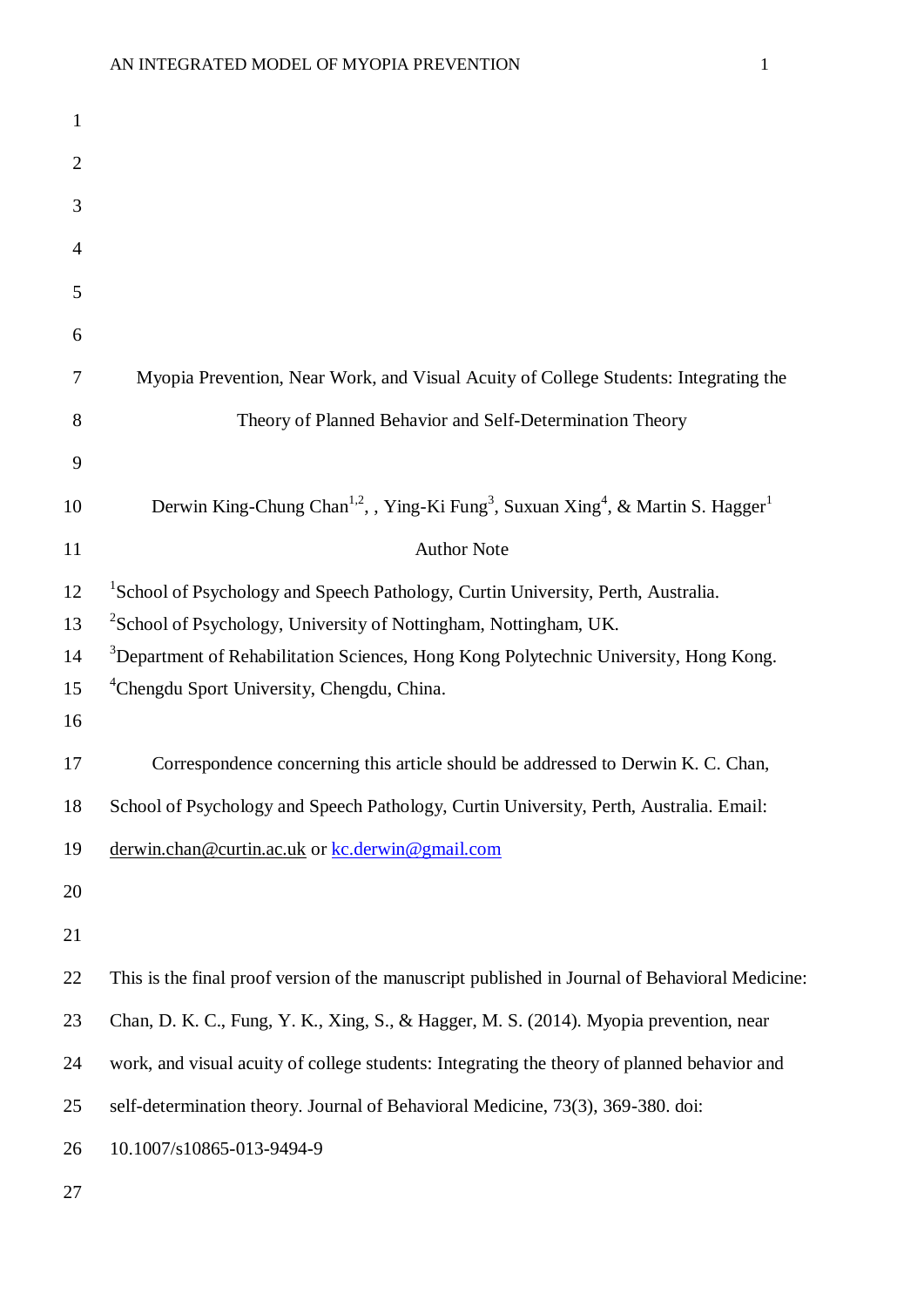# Myopia Prevention, Near Work, and Visual Acuity of College Students: Integrating the Theory of Planned Behavior and Self-Determination Theory

Derwin King-Chung Chan[1,2], , Ying-Ki Fung[3], Suxuan Xing[4], & Martin S. Hagger[1]

Author Note

[1]School of Psychology and Speech Pathology, Curtin University, Perth, Australia.
[2]School of Psychology, University of Nottingham, Nottingham, UK.
[3]Department of Rehabilitation Sciences, Hong Kong Polytechnic University, Hong Kong.
[4]Chengdu Sport University, Chengdu, China.

Correspondence concerning this article should be addressed to Derwin K. C. Chan, School of Psychology and Speech Pathology, Curtin University, Perth, Australia. Email: derwin.chan@curtin.ac.uk or kc.derwin@gmail.com

This is the final proof version of the manuscript published in Journal of Behavioral Medicine: Chan, D. K. C., Fung, Y. K., Xing, S., & Hagger, M. S. (2014). Myopia prevention, near work, and visual acuity of college students: Integrating the theory of planned behavior and self-determination theory. Journal of Behavioral Medicine, 73(3), 369-380. doi: 10.1007/s10865-013-9494-9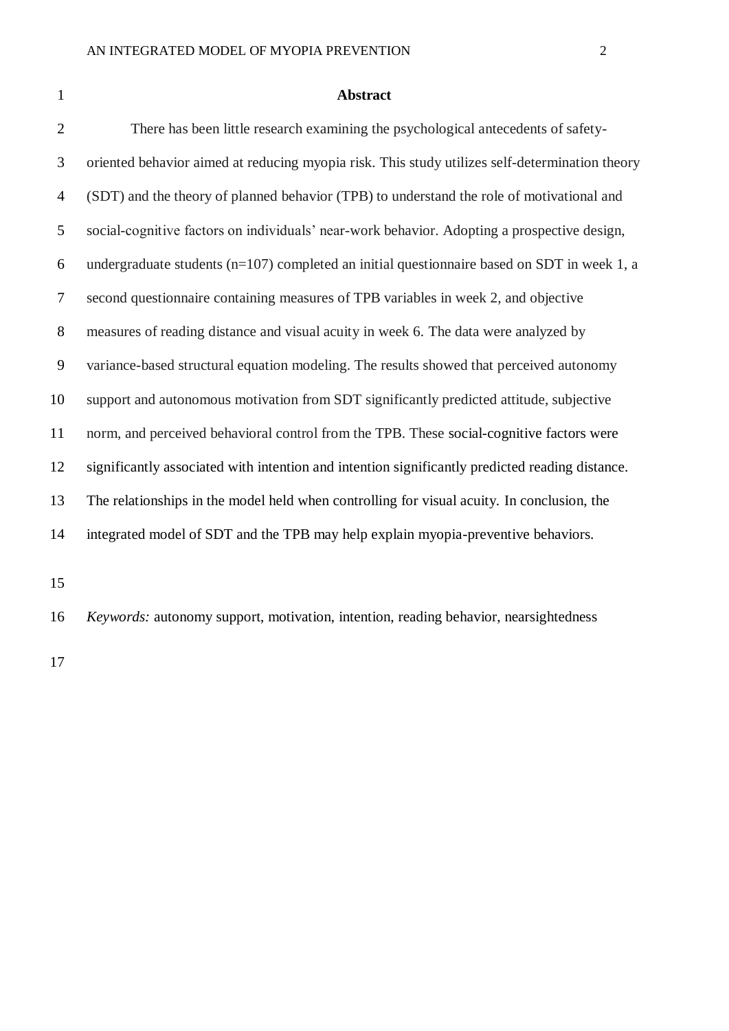## Abstract

There has been little research examining the psychological antecedents of safety-oriented behavior aimed at reducing myopia risk. This study utilizes self-determination theory (SDT) and the theory of planned behavior (TPB) to understand the role of motivational and social-cognitive factors on individuals' near-work behavior. Adopting a prospective design, undergraduate students (n=107) completed an initial questionnaire based on SDT in week 1, a second questionnaire containing measures of TPB variables in week 2, and objective measures of reading distance and visual acuity in week 6. The data were analyzed by variance-based structural equation modeling. The results showed that perceived autonomy support and autonomous motivation from SDT significantly predicted attitude, subjective norm, and perceived behavioral control from the TPB. These social-cognitive factors were significantly associated with intention and intention significantly predicted reading distance. The relationships in the model held when controlling for visual acuity. In conclusion, the integrated model of SDT and the TPB may help explain myopia-preventive behaviors.

*Keywords:* autonomy support, motivation, intention, reading behavior, nearsightedness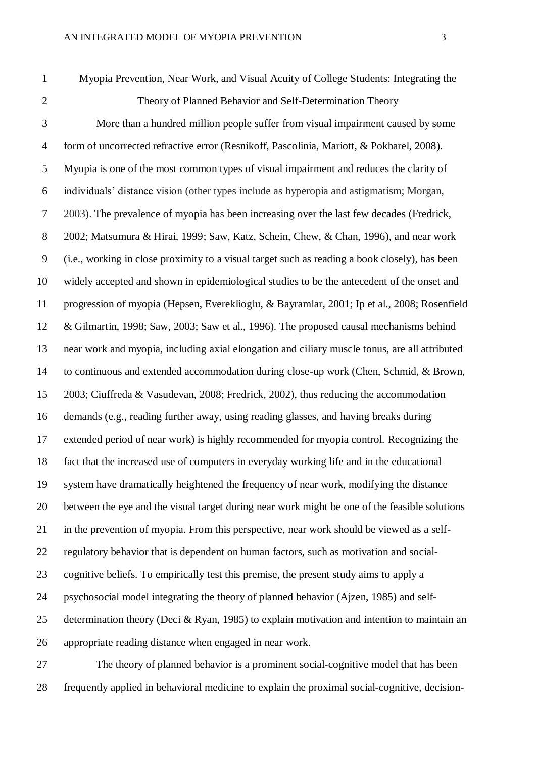# Myopia Prevention, Near Work, and Visual Acuity of College Students: Integrating the Theory of Planned Behavior and Self-Determination Theory

More than a hundred million people suffer from visual impairment caused by some form of uncorrected refractive error (Resnikoff, Pascolinia, Mariott, & Pokharel, 2008). Myopia is one of the most common types of visual impairment and reduces the clarity of individuals' distance vision (other types include as hyperopia and astigmatism; Morgan, 2003). The prevalence of myopia has been increasing over the last few decades (Fredrick, 2002; Matsumura & Hirai, 1999; Saw, Katz, Schein, Chew, & Chan, 1996), and near work (i.e., working in close proximity to a visual target such as reading a book closely), has been widely accepted and shown in epidemiological studies to be the antecedent of the onset and progression of myopia (Hepsen, Evereklioglu, & Bayramlar, 2001; Ip et al., 2008; Rosenfield & Gilmartin, 1998; Saw, 2003; Saw et al., 1996). The proposed causal mechanisms behind near work and myopia, including axial elongation and ciliary muscle tonus, are all attributed to continuous and extended accommodation during close-up work (Chen, Schmid, & Brown, 2003; Ciuffreda & Vasudevan, 2008; Fredrick, 2002), thus reducing the accommodation demands (e.g., reading further away, using reading glasses, and having breaks during extended period of near work) is highly recommended for myopia control. Recognizing the fact that the increased use of computers in everyday working life and in the educational system have dramatically heightened the frequency of near work, modifying the distance between the eye and the visual target during near work might be one of the feasible solutions in the prevention of myopia. From this perspective, near work should be viewed as a self-regulatory behavior that is dependent on human factors, such as motivation and social-cognitive beliefs. To empirically test this premise, the present study aims to apply a psychosocial model integrating the theory of planned behavior (Ajzen, 1985) and self-determination theory (Deci & Ryan, 1985) to explain motivation and intention to maintain an appropriate reading distance when engaged in near work.

The theory of planned behavior is a prominent social-cognitive model that has been frequently applied in behavioral medicine to explain the proximal social-cognitive, decision-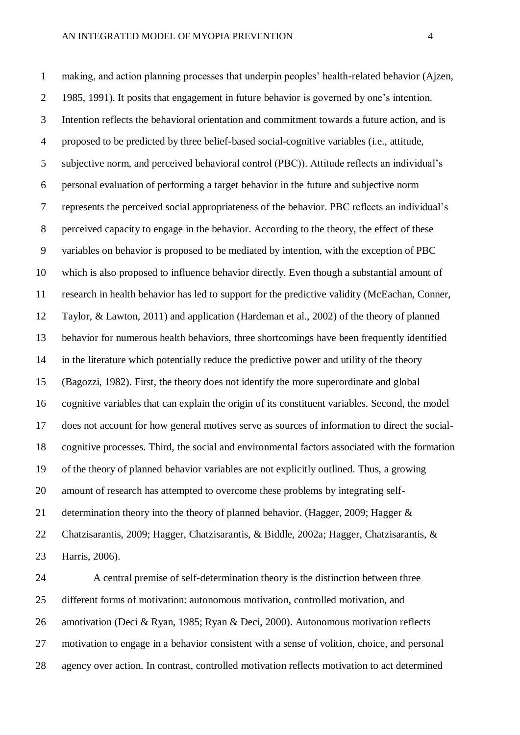making, and action planning processes that underpin peoples' health-related behavior (Ajzen, 1985, 1991). It posits that engagement in future behavior is governed by one's intention. Intention reflects the behavioral orientation and commitment towards a future action, and is proposed to be predicted by three belief-based social-cognitive variables (i.e., attitude, subjective norm, and perceived behavioral control (PBC)). Attitude reflects an individual's personal evaluation of performing a target behavior in the future and subjective norm represents the perceived social appropriateness of the behavior. PBC reflects an individual's perceived capacity to engage in the behavior. According to the theory, the effect of these variables on behavior is proposed to be mediated by intention, with the exception of PBC which is also proposed to influence behavior directly. Even though a substantial amount of research in health behavior has led to support for the predictive validity (McEachan, Conner, Taylor, & Lawton, 2011) and application (Hardeman et al., 2002) of the theory of planned behavior for numerous health behaviors, three shortcomings have been frequently identified in the literature which potentially reduce the predictive power and utility of the theory (Bagozzi, 1982). First, the theory does not identify the more superordinate and global cognitive variables that can explain the origin of its constituent variables. Second, the model does not account for how general motives serve as sources of information to direct the social-cognitive processes. Third, the social and environmental factors associated with the formation of the theory of planned behavior variables are not explicitly outlined. Thus, a growing amount of research has attempted to overcome these problems by integrating self-determination theory into the theory of planned behavior. (Hagger, 2009; Hagger & Chatzisarantis, 2009; Hagger, Chatzisarantis, & Biddle, 2002a; Hagger, Chatzisarantis, & Harris, 2006).

A central premise of self-determination theory is the distinction between three different forms of motivation: autonomous motivation, controlled motivation, and amotivation (Deci & Ryan, 1985; Ryan & Deci, 2000). Autonomous motivation reflects motivation to engage in a behavior consistent with a sense of volition, choice, and personal agency over action. In contrast, controlled motivation reflects motivation to act determined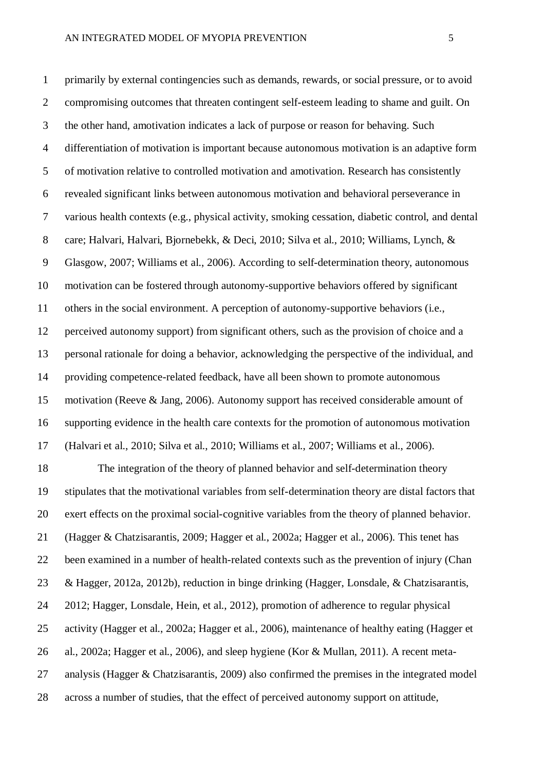primarily by external contingencies such as demands, rewards, or social pressure, or to avoid compromising outcomes that threaten contingent self-esteem leading to shame and guilt. On the other hand, amotivation indicates a lack of purpose or reason for behaving. Such differentiation of motivation is important because autonomous motivation is an adaptive form of motivation relative to controlled motivation and amotivation. Research has consistently revealed significant links between autonomous motivation and behavioral perseverance in various health contexts (e.g., physical activity, smoking cessation, diabetic control, and dental care; Halvari, Halvari, Bjornebekk, & Deci, 2010; Silva et al., 2010; Williams, Lynch, & Glasgow, 2007; Williams et al., 2006). According to self-determination theory, autonomous motivation can be fostered through autonomy-supportive behaviors offered by significant others in the social environment. A perception of autonomy-supportive behaviors (i.e., perceived autonomy support) from significant others, such as the provision of choice and a personal rationale for doing a behavior, acknowledging the perspective of the individual, and providing competence-related feedback, have all been shown to promote autonomous motivation (Reeve & Jang, 2006). Autonomy support has received considerable amount of supporting evidence in the health care contexts for the promotion of autonomous motivation (Halvari et al., 2010; Silva et al., 2010; Williams et al., 2007; Williams et al., 2006).

The integration of the theory of planned behavior and self-determination theory stipulates that the motivational variables from self-determination theory are distal factors that exert effects on the proximal social-cognitive variables from the theory of planned behavior. (Hagger & Chatzisarantis, 2009; Hagger et al., 2002a; Hagger et al., 2006). This tenet has been examined in a number of health-related contexts such as the prevention of injury (Chan & Hagger, 2012a, 2012b), reduction in binge drinking (Hagger, Lonsdale, & Chatzisarantis, 2012; Hagger, Lonsdale, Hein, et al., 2012), promotion of adherence to regular physical activity (Hagger et al., 2002a; Hagger et al., 2006), maintenance of healthy eating (Hagger et al., 2002a; Hagger et al., 2006), and sleep hygiene (Kor & Mullan, 2011). A recent meta-analysis (Hagger & Chatzisarantis, 2009) also confirmed the premises in the integrated model across a number of studies, that the effect of perceived autonomy support on attitude,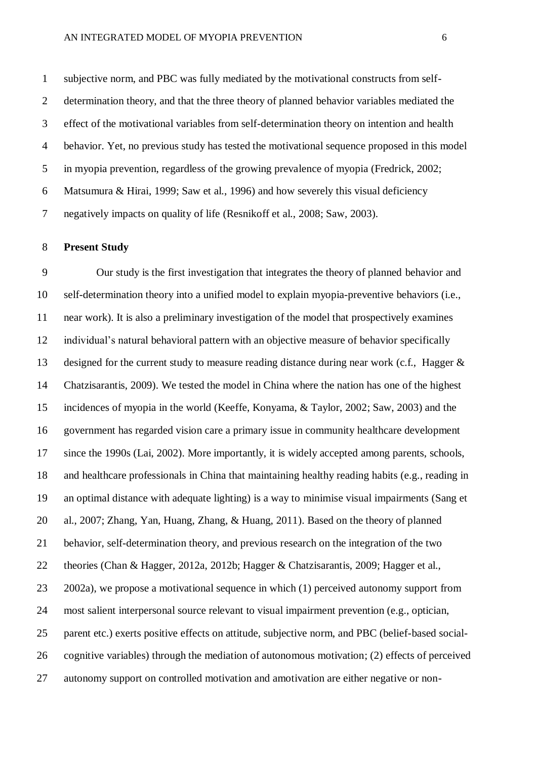subjective norm, and PBC was fully mediated by the motivational constructs from self-determination theory, and that the three theory of planned behavior variables mediated the effect of the motivational variables from self-determination theory on intention and health behavior. Yet, no previous study has tested the motivational sequence proposed in this model in myopia prevention, regardless of the growing prevalence of myopia (Fredrick, 2002; Matsumura & Hirai, 1999; Saw et al., 1996) and how severely this visual deficiency negatively impacts on quality of life (Resnikoff et al., 2008; Saw, 2003).

**Present Study**

Our study is the first investigation that integrates the theory of planned behavior and self-determination theory into a unified model to explain myopia-preventive behaviors (i.e., near work). It is also a preliminary investigation of the model that prospectively examines individual's natural behavioral pattern with an objective measure of behavior specifically designed for the current study to measure reading distance during near work (c.f., Hagger & Chatzisarantis, 2009). We tested the model in China where the nation has one of the highest incidences of myopia in the world (Keeffe, Konyama, & Taylor, 2002; Saw, 2003) and the government has regarded vision care a primary issue in community healthcare development since the 1990s (Lai, 2002). More importantly, it is widely accepted among parents, schools, and healthcare professionals in China that maintaining healthy reading habits (e.g., reading in an optimal distance with adequate lighting) is a way to minimise visual impairments (Sang et al., 2007; Zhang, Yan, Huang, Zhang, & Huang, 2011). Based on the theory of planned behavior, self-determination theory, and previous research on the integration of the two theories (Chan & Hagger, 2012a, 2012b; Hagger & Chatzisarantis, 2009; Hagger et al., 2002a), we propose a motivational sequence in which (1) perceived autonomy support from most salient interpersonal source relevant to visual impairment prevention (e.g., optician, parent etc.) exerts positive effects on attitude, subjective norm, and PBC (belief-based social-cognitive variables) through the mediation of autonomous motivation; (2) effects of perceived autonomy support on controlled motivation and amotivation are either negative or non-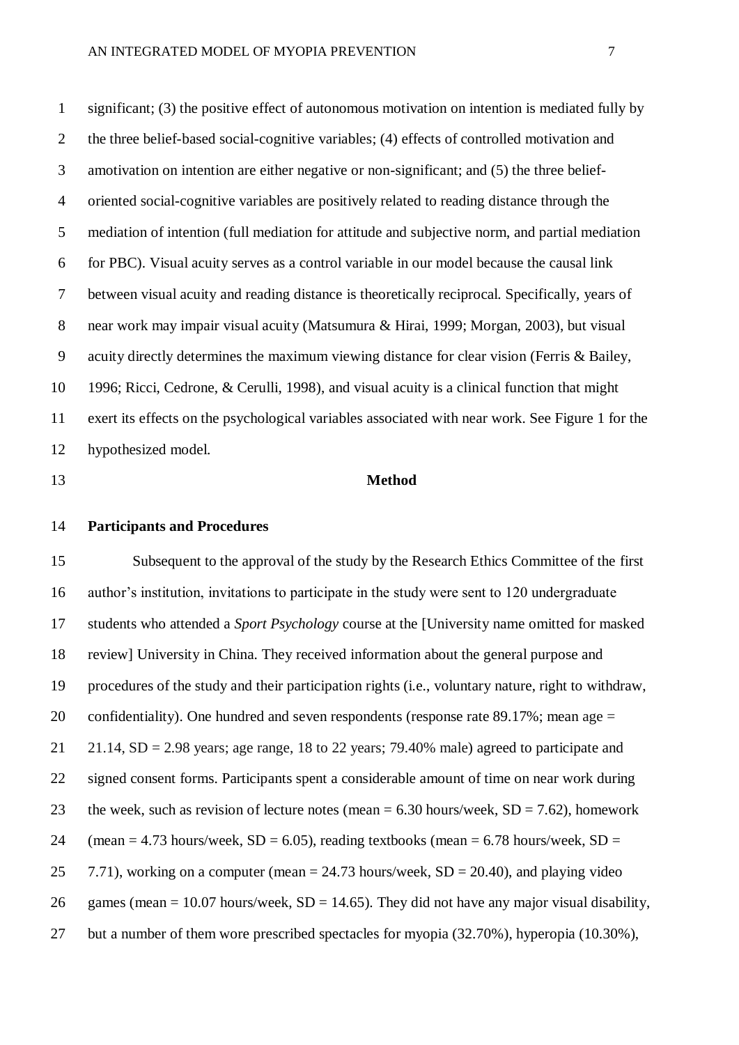significant; (3) the positive effect of autonomous motivation on intention is mediated fully by the three belief-based social-cognitive variables; (4) effects of controlled motivation and amotivation on intention are either negative or non-significant; and (5) the three belief-oriented social-cognitive variables are positively related to reading distance through the mediation of intention (full mediation for attitude and subjective norm, and partial mediation for PBC). Visual acuity serves as a control variable in our model because the causal link between visual acuity and reading distance is theoretically reciprocal. Specifically, years of near work may impair visual acuity (Matsumura & Hirai, 1999; Morgan, 2003), but visual acuity directly determines the maximum viewing distance for clear vision (Ferris & Bailey, 1996; Ricci, Cedrone, & Cerulli, 1998), and visual acuity is a clinical function that might exert its effects on the psychological variables associated with near work. See Figure 1 for the hypothesized model.

## Method

### Participants and Procedures

Subsequent to the approval of the study by the Research Ethics Committee of the first author's institution, invitations to participate in the study were sent to 120 undergraduate students who attended a *Sport Psychology* course at the [University name omitted for masked review] University in China. They received information about the general purpose and procedures of the study and their participation rights (i.e., voluntary nature, right to withdraw, confidentiality). One hundred and seven respondents (response rate 89.17%; mean age = 21.14, SD = 2.98 years; age range, 18 to 22 years; 79.40% male) agreed to participate and signed consent forms. Participants spent a considerable amount of time on near work during the week, such as revision of lecture notes (mean = 6.30 hours/week, SD = 7.62), homework (mean = 4.73 hours/week, SD = 6.05), reading textbooks (mean = 6.78 hours/week, SD = 7.71), working on a computer (mean = 24.73 hours/week, SD = 20.40), and playing video games (mean = 10.07 hours/week, SD = 14.65). They did not have any major visual disability, but a number of them wore prescribed spectacles for myopia (32.70%), hyperopia (10.30%),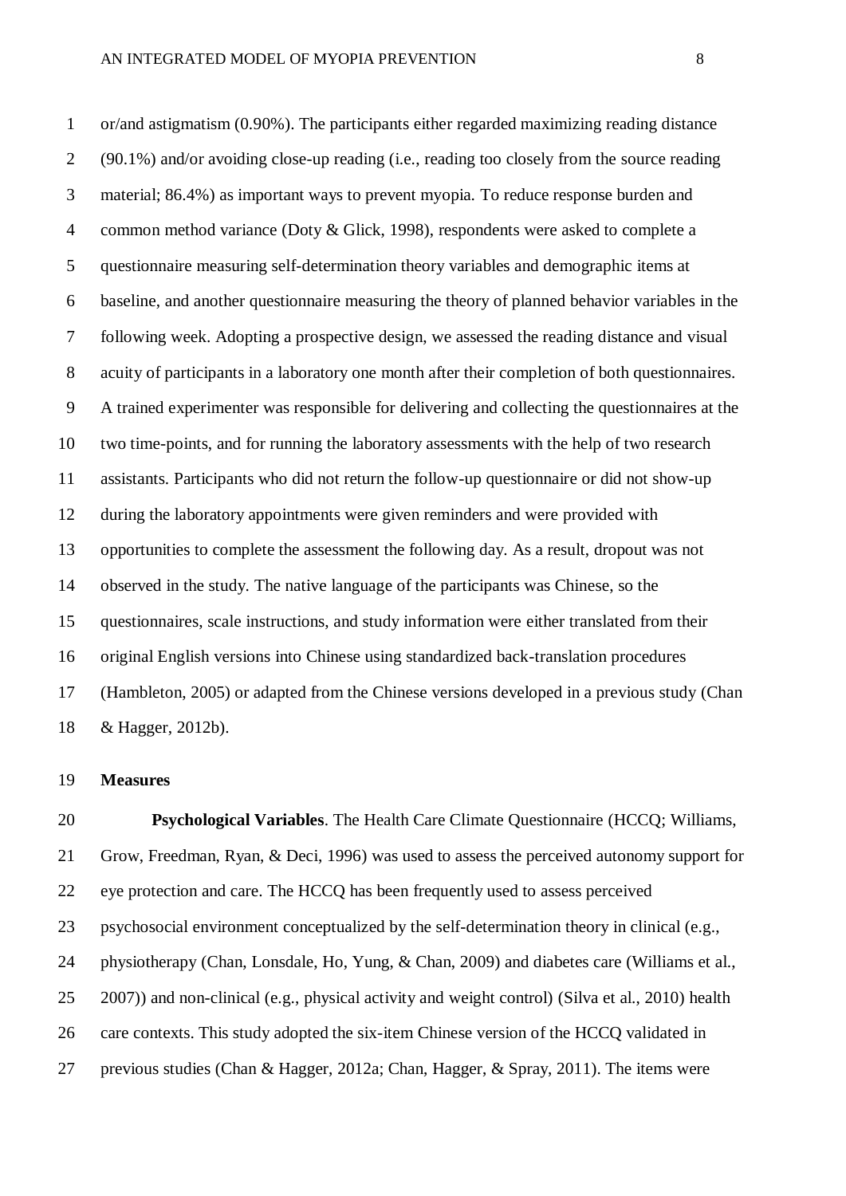or/and astigmatism (0.90%). The participants either regarded maximizing reading distance (90.1%) and/or avoiding close-up reading (i.e., reading too closely from the source reading material; 86.4%) as important ways to prevent myopia. To reduce response burden and common method variance (Doty & Glick, 1998), respondents were asked to complete a questionnaire measuring self-determination theory variables and demographic items at baseline, and another questionnaire measuring the theory of planned behavior variables in the following week. Adopting a prospective design, we assessed the reading distance and visual acuity of participants in a laboratory one month after their completion of both questionnaires. A trained experimenter was responsible for delivering and collecting the questionnaires at the two time-points, and for running the laboratory assessments with the help of two research assistants. Participants who did not return the follow-up questionnaire or did not show-up during the laboratory appointments were given reminders and were provided with opportunities to complete the assessment the following day. As a result, dropout was not observed in the study. The native language of the participants was Chinese, so the questionnaires, scale instructions, and study information were either translated from their original English versions into Chinese using standardized back-translation procedures (Hambleton, 2005) or adapted from the Chinese versions developed in a previous study (Chan & Hagger, 2012b).

## Measures

**Psychological Variables**. The Health Care Climate Questionnaire (HCCQ; Williams, Grow, Freedman, Ryan, & Deci, 1996) was used to assess the perceived autonomy support for eye protection and care. The HCCQ has been frequently used to assess perceived psychosocial environment conceptualized by the self-determination theory in clinical (e.g., physiotherapy (Chan, Lonsdale, Ho, Yung, & Chan, 2009) and diabetes care (Williams et al., 2007)) and non-clinical (e.g., physical activity and weight control) (Silva et al., 2010) health care contexts. This study adopted the six-item Chinese version of the HCCQ validated in previous studies (Chan & Hagger, 2012a; Chan, Hagger, & Spray, 2011). The items were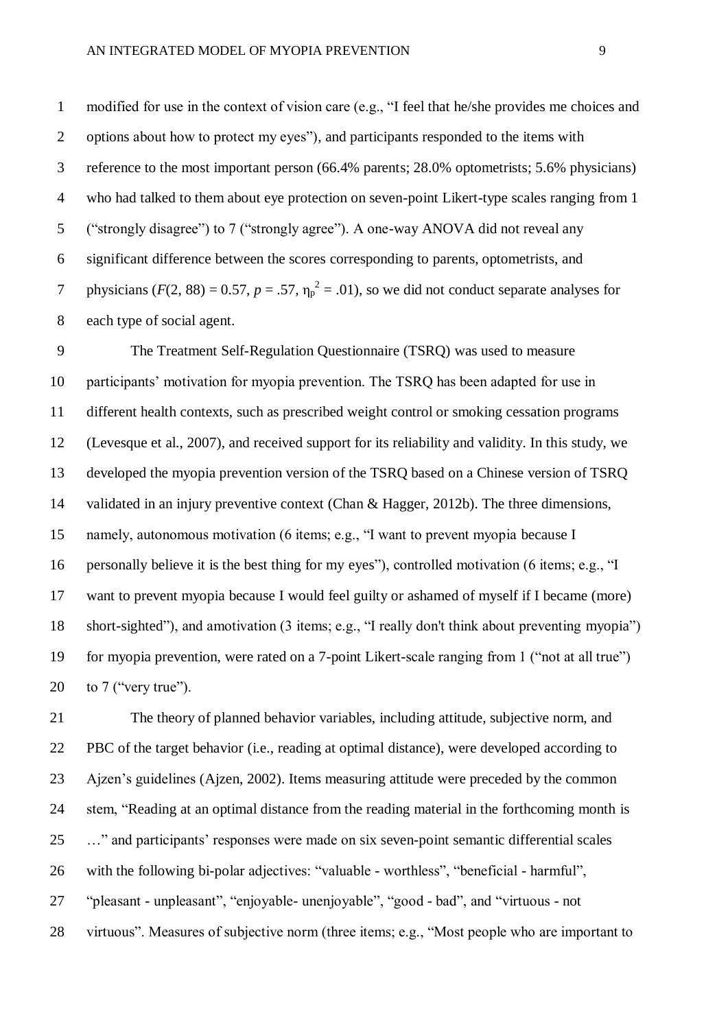modified for use in the context of vision care (e.g., "I feel that he/she provides me choices and options about how to protect my eyes"), and participants responded to the items with reference to the most important person (66.4% parents; 28.0% optometrists; 5.6% physicians) who had talked to them about eye protection on seven-point Likert-type scales ranging from 1 ("strongly disagree") to 7 ("strongly agree"). A one-way ANOVA did not reveal any significant difference between the scores corresponding to parents, optometrists, and physicians ($F(2, 88) = 0.57$, $p = .57$, $\eta_p^2 = .01$), so we did not conduct separate analyses for each type of social agent.

The Treatment Self-Regulation Questionnaire (TSRQ) was used to measure participants' motivation for myopia prevention. The TSRQ has been adapted for use in different health contexts, such as prescribed weight control or smoking cessation programs (Levesque et al., 2007), and received support for its reliability and validity. In this study, we developed the myopia prevention version of the TSRQ based on a Chinese version of TSRQ validated in an injury preventive context (Chan & Hagger, 2012b). The three dimensions, namely, autonomous motivation (6 items; e.g., "I want to prevent myopia because I personally believe it is the best thing for my eyes"), controlled motivation (6 items; e.g., "I want to prevent myopia because I would feel guilty or ashamed of myself if I became (more) short-sighted"), and amotivation (3 items; e.g., "I really don't think about preventing myopia") for myopia prevention, were rated on a 7-point Likert-scale ranging from 1 ("not at all true") to 7 ("very true").

The theory of planned behavior variables, including attitude, subjective norm, and PBC of the target behavior (i.e., reading at optimal distance), were developed according to Ajzen's guidelines (Ajzen, 2002). Items measuring attitude were preceded by the common stem, "Reading at an optimal distance from the reading material in the forthcoming month is …" and participants' responses were made on six seven-point semantic differential scales with the following bi-polar adjectives: "valuable - worthless", "beneficial - harmful", "pleasant - unpleasant", "enjoyable- unenjoyable", "good - bad", and "virtuous - not virtuous". Measures of subjective norm (three items; e.g., "Most people who are important to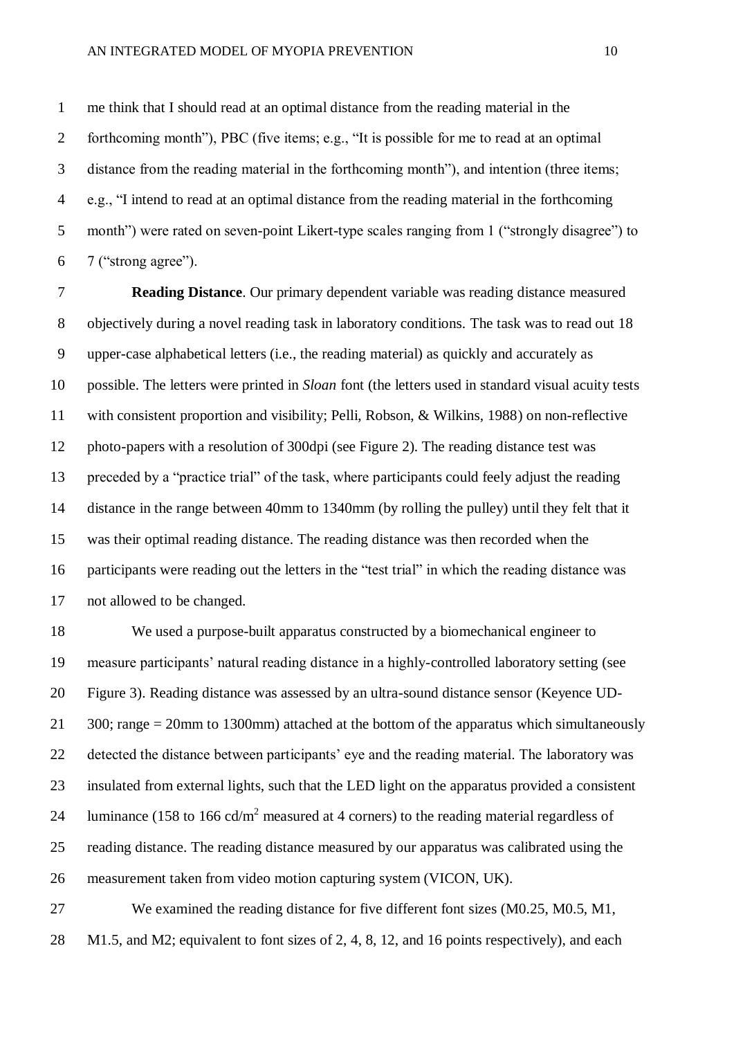me think that I should read at an optimal distance from the reading material in the forthcoming month"), PBC (five items; e.g., "It is possible for me to read at an optimal distance from the reading material in the forthcoming month"), and intention (three items; e.g., "I intend to read at an optimal distance from the reading material in the forthcoming month") were rated on seven-point Likert-type scales ranging from 1 ("strongly disagree") to 7 ("strong agree").

**Reading Distance**. Our primary dependent variable was reading distance measured objectively during a novel reading task in laboratory conditions. The task was to read out 18 upper-case alphabetical letters (i.e., the reading material) as quickly and accurately as possible. The letters were printed in *Sloan* font (the letters used in standard visual acuity tests with consistent proportion and visibility; Pelli, Robson, & Wilkins, 1988) on non-reflective photo-papers with a resolution of 300dpi (see Figure 2). The reading distance test was preceded by a "practice trial" of the task, where participants could feely adjust the reading distance in the range between 40mm to 1340mm (by rolling the pulley) until they felt that it was their optimal reading distance. The reading distance was then recorded when the participants were reading out the letters in the "test trial" in which the reading distance was not allowed to be changed.

We used a purpose-built apparatus constructed by a biomechanical engineer to measure participants' natural reading distance in a highly-controlled laboratory setting (see Figure 3). Reading distance was assessed by an ultra-sound distance sensor (Keyence UD-300; range = 20mm to 1300mm) attached at the bottom of the apparatus which simultaneously detected the distance between participants' eye and the reading material. The laboratory was insulated from external lights, such that the LED light on the apparatus provided a consistent luminance (158 to 166 cd/$m^2$ measured at 4 corners) to the reading material regardless of reading distance. The reading distance measured by our apparatus was calibrated using the measurement taken from video motion capturing system (VICON, UK).

We examined the reading distance for five different font sizes (M0.25, M0.5, M1, M1.5, and M2; equivalent to font sizes of 2, 4, 8, 12, and 16 points respectively), and each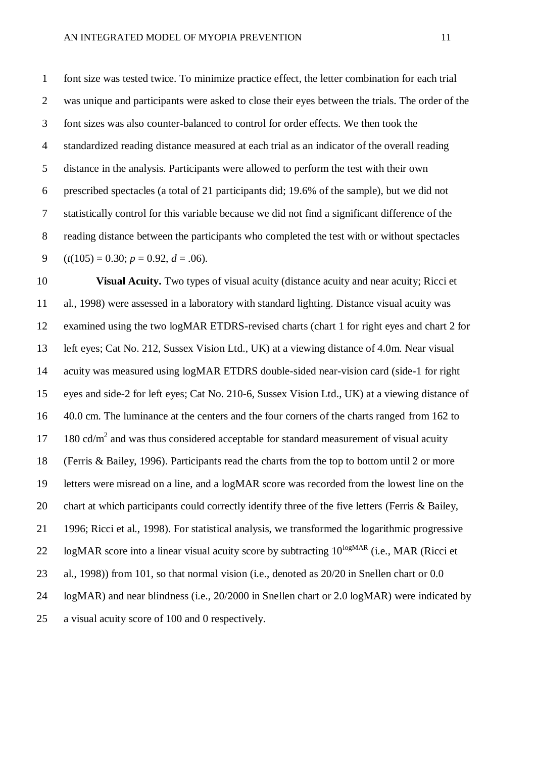font size was tested twice. To minimize practice effect, the letter combination for each trial was unique and participants were asked to close their eyes between the trials. The order of the font sizes was also counter-balanced to control for order effects. We then took the standardized reading distance measured at each trial as an indicator of the overall reading distance in the analysis. Participants were allowed to perform the test with their own prescribed spectacles (a total of 21 participants did; 19.6% of the sample), but we did not statistically control for this variable because we did not find a significant difference of the reading distance between the participants who completed the test with or without spectacles ($t(105) = 0.30$; $p = 0.92$, $d = .06$).

**Visual Acuity.** Two types of visual acuity (distance acuity and near acuity; Ricci et al., 1998) were assessed in a laboratory with standard lighting. Distance visual acuity was examined using the two logMAR ETDRS-revised charts (chart 1 for right eyes and chart 2 for left eyes; Cat No. 212, Sussex Vision Ltd., UK) at a viewing distance of 4.0m. Near visual acuity was measured using logMAR ETDRS double-sided near-vision card (side-1 for right eyes and side-2 for left eyes; Cat No. 210-6, Sussex Vision Ltd., UK) at a viewing distance of 40.0 cm. The luminance at the centers and the four corners of the charts ranged from 162 to 180 cd/m$^2$ and was thus considered acceptable for standard measurement of visual acuity (Ferris & Bailey, 1996). Participants read the charts from the top to bottom until 2 or more letters were misread on a line, and a logMAR score was recorded from the lowest line on the chart at which participants could correctly identify three of the five letters (Ferris & Bailey, 1996; Ricci et al., 1998). For statistical analysis, we transformed the logarithmic progressive logMAR score into a linear visual acuity score by subtracting $10^{\text{logMAR}}$ (i.e., MAR (Ricci et al., 1998)) from 101, so that normal vision (i.e., denoted as 20/20 in Snellen chart or 0.0 logMAR) and near blindness (i.e., 20/2000 in Snellen chart or 2.0 logMAR) were indicated by a visual acuity score of 100 and 0 respectively.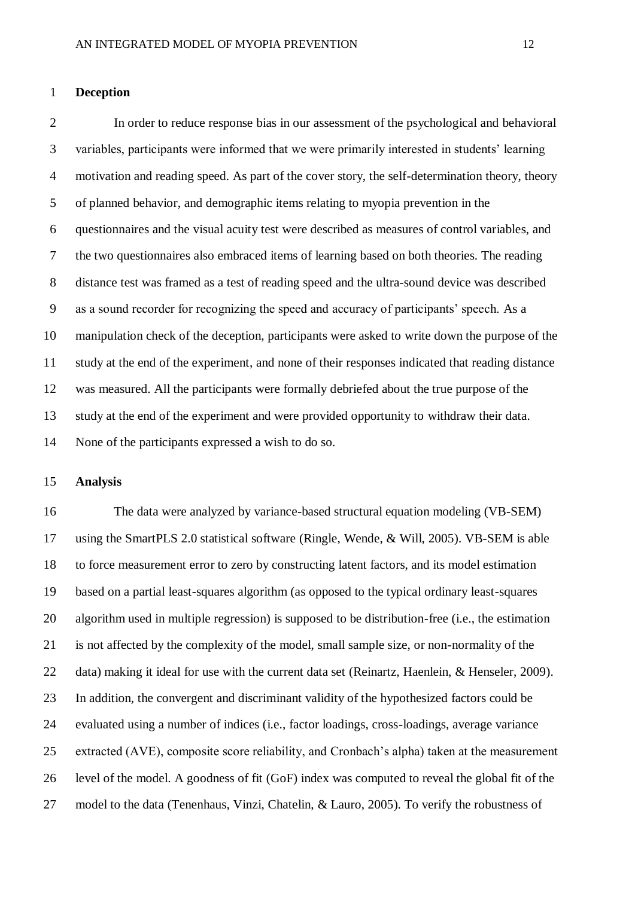**Deception**

In order to reduce response bias in our assessment of the psychological and behavioral variables, participants were informed that we were primarily interested in students' learning motivation and reading speed. As part of the cover story, the self-determination theory, theory of planned behavior, and demographic items relating to myopia prevention in the questionnaires and the visual acuity test were described as measures of control variables, and the two questionnaires also embraced items of learning based on both theories. The reading distance test was framed as a test of reading speed and the ultra-sound device was described as a sound recorder for recognizing the speed and accuracy of participants' speech. As a manipulation check of the deception, participants were asked to write down the purpose of the study at the end of the experiment, and none of their responses indicated that reading distance was measured. All the participants were formally debriefed about the true purpose of the study at the end of the experiment and were provided opportunity to withdraw their data. None of the participants expressed a wish to do so.

**Analysis**

The data were analyzed by variance-based structural equation modeling (VB-SEM) using the SmartPLS 2.0 statistical software (Ringle, Wende, & Will, 2005). VB-SEM is able to force measurement error to zero by constructing latent factors, and its model estimation based on a partial least-squares algorithm (as opposed to the typical ordinary least-squares algorithm used in multiple regression) is supposed to be distribution-free (i.e., the estimation is not affected by the complexity of the model, small sample size, or non-normality of the data) making it ideal for use with the current data set (Reinartz, Haenlein, & Henseler, 2009). In addition, the convergent and discriminant validity of the hypothesized factors could be evaluated using a number of indices (i.e., factor loadings, cross-loadings, average variance extracted (AVE), composite score reliability, and Cronbach's alpha) taken at the measurement level of the model. A goodness of fit (GoF) index was computed to reveal the global fit of the model to the data (Tenenhaus, Vinzi, Chatelin, & Lauro, 2005). To verify the robustness of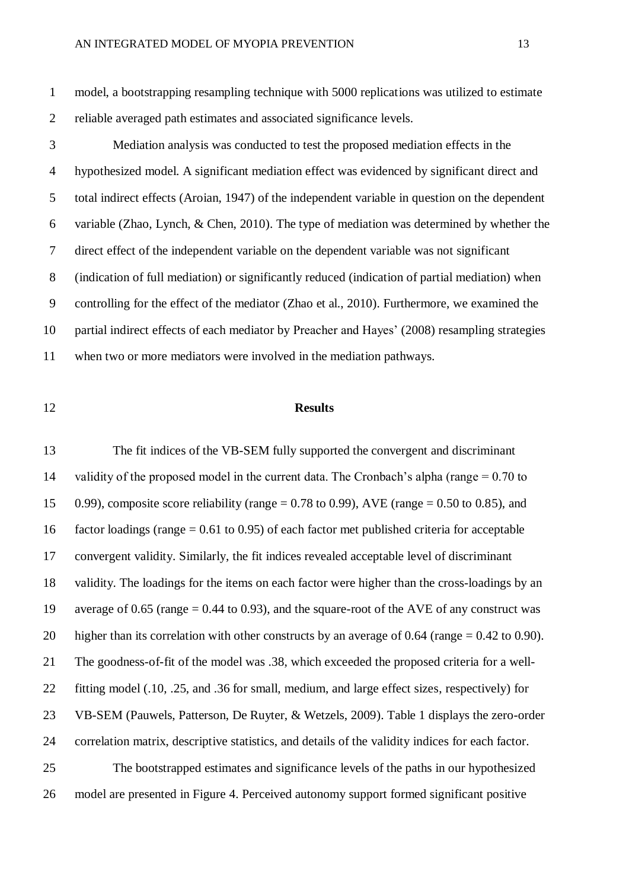model, a bootstrapping resampling technique with 5000 replications was utilized to estimate reliable averaged path estimates and associated significance levels.

Mediation analysis was conducted to test the proposed mediation effects in the hypothesized model. A significant mediation effect was evidenced by significant direct and total indirect effects (Aroian, 1947) of the independent variable in question on the dependent variable (Zhao, Lynch, & Chen, 2010). The type of mediation was determined by whether the direct effect of the independent variable on the dependent variable was not significant (indication of full mediation) or significantly reduced (indication of partial mediation) when controlling for the effect of the mediator (Zhao et al., 2010). Furthermore, we examined the partial indirect effects of each mediator by Preacher and Hayes' (2008) resampling strategies when two or more mediators were involved in the mediation pathways.

## Results

The fit indices of the VB-SEM fully supported the convergent and discriminant validity of the proposed model in the current data. The Cronbach's alpha (range = 0.70 to 0.99), composite score reliability (range = 0.78 to 0.99), AVE (range = 0.50 to 0.85), and factor loadings (range = 0.61 to 0.95) of each factor met published criteria for acceptable convergent validity. Similarly, the fit indices revealed acceptable level of discriminant validity. The loadings for the items on each factor were higher than the cross-loadings by an average of 0.65 (range = 0.44 to 0.93), and the square-root of the AVE of any construct was higher than its correlation with other constructs by an average of 0.64 (range = 0.42 to 0.90). The goodness-of-fit of the model was .38, which exceeded the proposed criteria for a well-fitting model (.10, .25, and .36 for small, medium, and large effect sizes, respectively) for VB-SEM (Pauwels, Patterson, De Ruyter, & Wetzels, 2009). Table 1 displays the zero-order correlation matrix, descriptive statistics, and details of the validity indices for each factor.

The bootstrapped estimates and significance levels of the paths in our hypothesized model are presented in Figure 4. Perceived autonomy support formed significant positive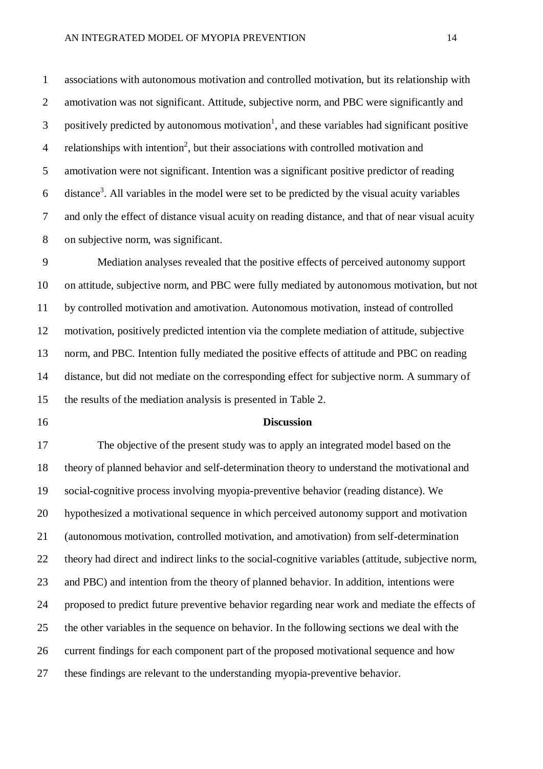associations with autonomous motivation and controlled motivation, but its relationship with amotivation was not significant. Attitude, subjective norm, and PBC were significantly and positively predicted by autonomous motivation[1], and these variables had significant positive relationships with intention[2], but their associations with controlled motivation and amotivation were not significant. Intention was a significant positive predictor of reading distance[3]. All variables in the model were set to be predicted by the visual acuity variables and only the effect of distance visual acuity on reading distance, and that of near visual acuity on subjective norm, was significant.

Mediation analyses revealed that the positive effects of perceived autonomy support on attitude, subjective norm, and PBC were fully mediated by autonomous motivation, but not by controlled motivation and amotivation. Autonomous motivation, instead of controlled motivation, positively predicted intention via the complete mediation of attitude, subjective norm, and PBC. Intention fully mediated the positive effects of attitude and PBC on reading distance, but did not mediate on the corresponding effect for subjective norm. A summary of the results of the mediation analysis is presented in Table 2.

## Discussion

The objective of the present study was to apply an integrated model based on the theory of planned behavior and self-determination theory to understand the motivational and social-cognitive process involving myopia-preventive behavior (reading distance). We hypothesized a motivational sequence in which perceived autonomy support and motivation (autonomous motivation, controlled motivation, and amotivation) from self-determination theory had direct and indirect links to the social-cognitive variables (attitude, subjective norm, and PBC) and intention from the theory of planned behavior. In addition, intentions were proposed to predict future preventive behavior regarding near work and mediate the effects of the other variables in the sequence on behavior. In the following sections we deal with the current findings for each component part of the proposed motivational sequence and how these findings are relevant to the understanding myopia-preventive behavior.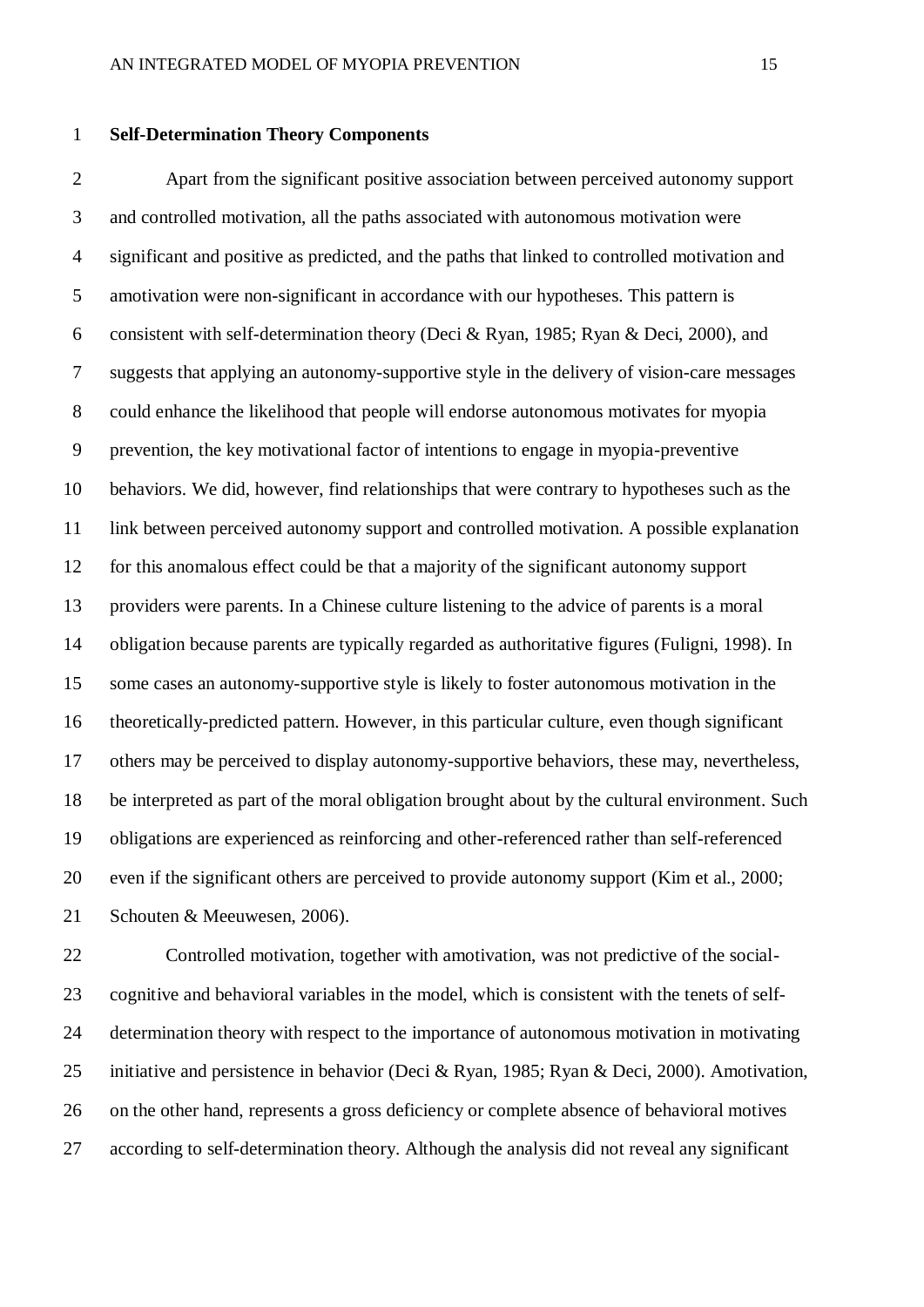**Self-Determination Theory Components**

Apart from the significant positive association between perceived autonomy support and controlled motivation, all the paths associated with autonomous motivation were significant and positive as predicted, and the paths that linked to controlled motivation and amotivation were non-significant in accordance with our hypotheses. This pattern is consistent with self-determination theory (Deci & Ryan, 1985; Ryan & Deci, 2000), and suggests that applying an autonomy-supportive style in the delivery of vision-care messages could enhance the likelihood that people will endorse autonomous motivates for myopia prevention, the key motivational factor of intentions to engage in myopia-preventive behaviors. We did, however, find relationships that were contrary to hypotheses such as the link between perceived autonomy support and controlled motivation. A possible explanation for this anomalous effect could be that a majority of the significant autonomy support providers were parents. In a Chinese culture listening to the advice of parents is a moral obligation because parents are typically regarded as authoritative figures (Fuligni, 1998). In some cases an autonomy-supportive style is likely to foster autonomous motivation in the theoretically-predicted pattern. However, in this particular culture, even though significant others may be perceived to display autonomy-supportive behaviors, these may, nevertheless, be interpreted as part of the moral obligation brought about by the cultural environment. Such obligations are experienced as reinforcing and other-referenced rather than self-referenced even if the significant others are perceived to provide autonomy support (Kim et al., 2000; Schouten & Meeuwesen, 2006).

Controlled motivation, together with amotivation, was not predictive of the social-cognitive and behavioral variables in the model, which is consistent with the tenets of self-determination theory with respect to the importance of autonomous motivation in motivating initiative and persistence in behavior (Deci & Ryan, 1985; Ryan & Deci, 2000). Amotivation, on the other hand, represents a gross deficiency or complete absence of behavioral motives according to self-determination theory. Although the analysis did not reveal any significant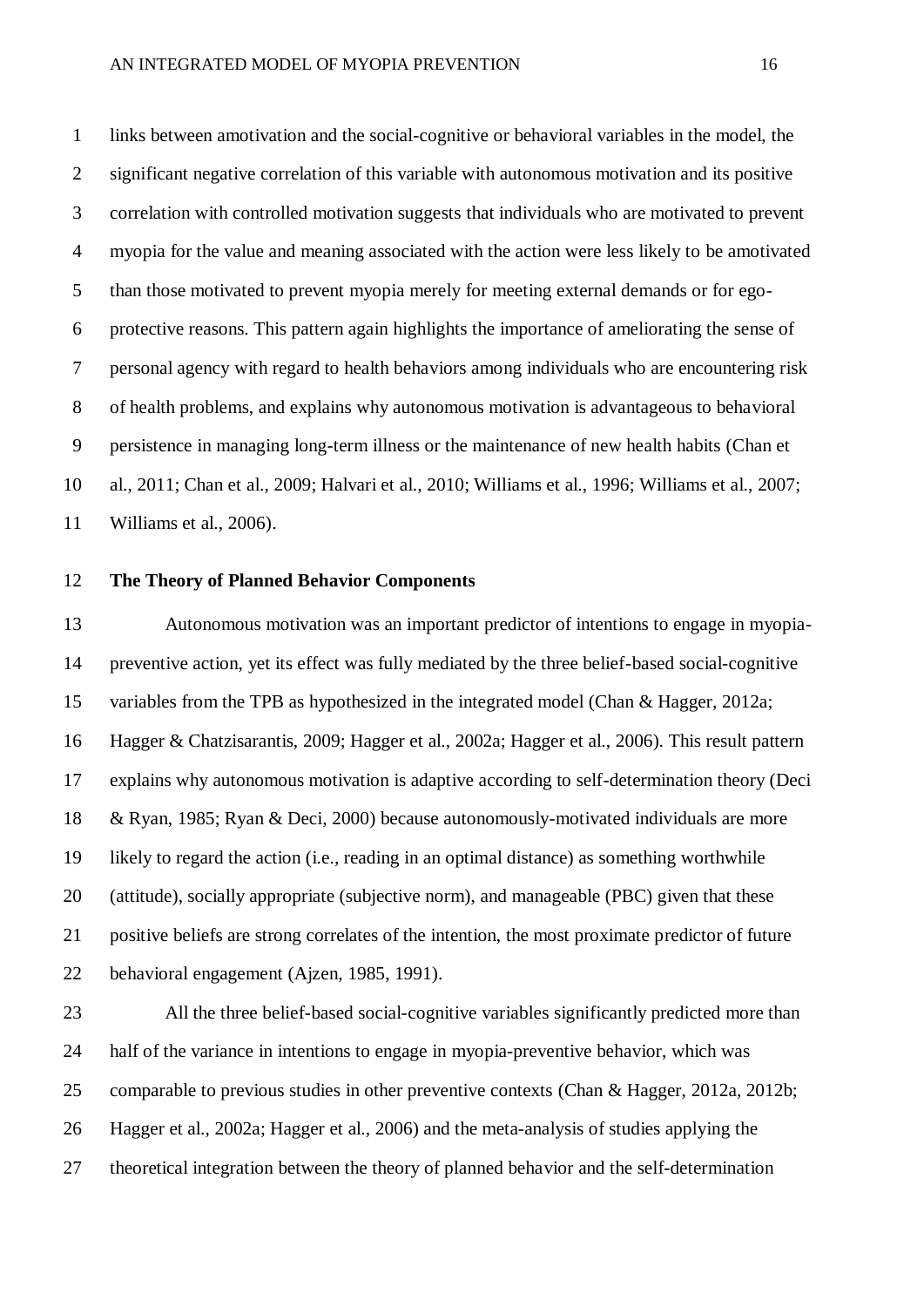links between amotivation and the social-cognitive or behavioral variables in the model, the significant negative correlation of this variable with autonomous motivation and its positive correlation with controlled motivation suggests that individuals who are motivated to prevent myopia for the value and meaning associated with the action were less likely to be amotivated than those motivated to prevent myopia merely for meeting external demands or for ego-protective reasons. This pattern again highlights the importance of ameliorating the sense of personal agency with regard to health behaviors among individuals who are encountering risk of health problems, and explains why autonomous motivation is advantageous to behavioral persistence in managing long-term illness or the maintenance of new health habits (Chan et al., 2011; Chan et al., 2009; Halvari et al., 2010; Williams et al., 1996; Williams et al., 2007; Williams et al., 2006).

**The Theory of Planned Behavior Components**

Autonomous motivation was an important predictor of intentions to engage in myopia-preventive action, yet its effect was fully mediated by the three belief-based social-cognitive variables from the TPB as hypothesized in the integrated model (Chan & Hagger, 2012a; Hagger & Chatzisarantis, 2009; Hagger et al., 2002a; Hagger et al., 2006). This result pattern explains why autonomous motivation is adaptive according to self-determination theory (Deci & Ryan, 1985; Ryan & Deci, 2000) because autonomously-motivated individuals are more likely to regard the action (i.e., reading in an optimal distance) as something worthwhile (attitude), socially appropriate (subjective norm), and manageable (PBC) given that these positive beliefs are strong correlates of the intention, the most proximate predictor of future behavioral engagement (Ajzen, 1985, 1991).

All the three belief-based social-cognitive variables significantly predicted more than half of the variance in intentions to engage in myopia-preventive behavior, which was comparable to previous studies in other preventive contexts (Chan & Hagger, 2012a, 2012b; Hagger et al., 2002a; Hagger et al., 2006) and the meta-analysis of studies applying the theoretical integration between the theory of planned behavior and the self-determination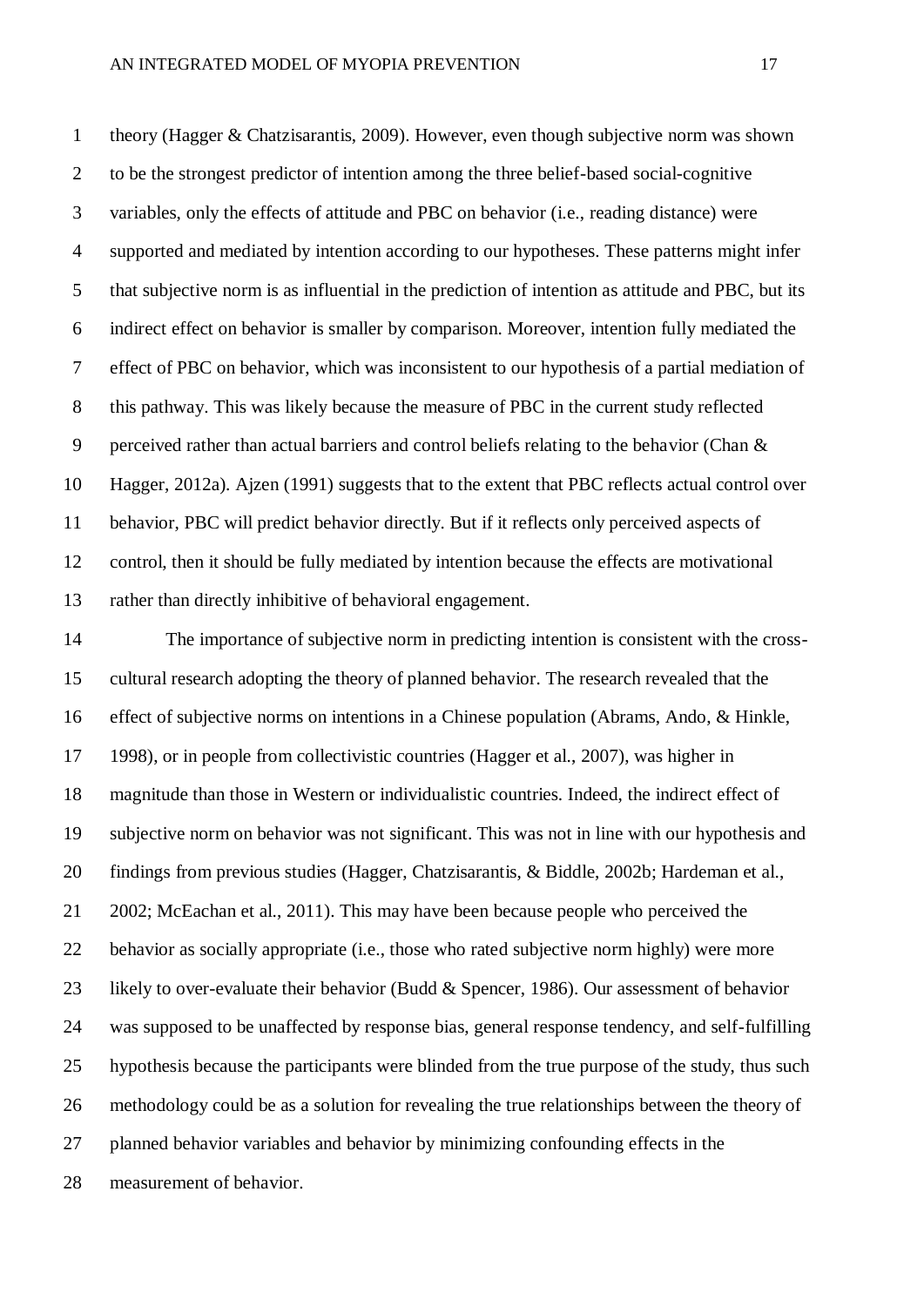theory (Hagger & Chatzisarantis, 2009). However, even though subjective norm was shown to be the strongest predictor of intention among the three belief-based social-cognitive variables, only the effects of attitude and PBC on behavior (i.e., reading distance) were supported and mediated by intention according to our hypotheses. These patterns might infer that subjective norm is as influential in the prediction of intention as attitude and PBC, but its indirect effect on behavior is smaller by comparison. Moreover, intention fully mediated the effect of PBC on behavior, which was inconsistent to our hypothesis of a partial mediation of this pathway. This was likely because the measure of PBC in the current study reflected perceived rather than actual barriers and control beliefs relating to the behavior (Chan & Hagger, 2012a). Ajzen (1991) suggests that to the extent that PBC reflects actual control over behavior, PBC will predict behavior directly. But if it reflects only perceived aspects of control, then it should be fully mediated by intention because the effects are motivational rather than directly inhibitive of behavioral engagement.

The importance of subjective norm in predicting intention is consistent with the cross-cultural research adopting the theory of planned behavior. The research revealed that the effect of subjective norms on intentions in a Chinese population (Abrams, Ando, & Hinkle, 1998), or in people from collectivistic countries (Hagger et al., 2007), was higher in magnitude than those in Western or individualistic countries. Indeed, the indirect effect of subjective norm on behavior was not significant. This was not in line with our hypothesis and findings from previous studies (Hagger, Chatzisarantis, & Biddle, 2002b; Hardeman et al., 2002; McEachan et al., 2011). This may have been because people who perceived the behavior as socially appropriate (i.e., those who rated subjective norm highly) were more likely to over-evaluate their behavior (Budd & Spencer, 1986). Our assessment of behavior was supposed to be unaffected by response bias, general response tendency, and self-fulfilling hypothesis because the participants were blinded from the true purpose of the study, thus such methodology could be as a solution for revealing the true relationships between the theory of planned behavior variables and behavior by minimizing confounding effects in the measurement of behavior.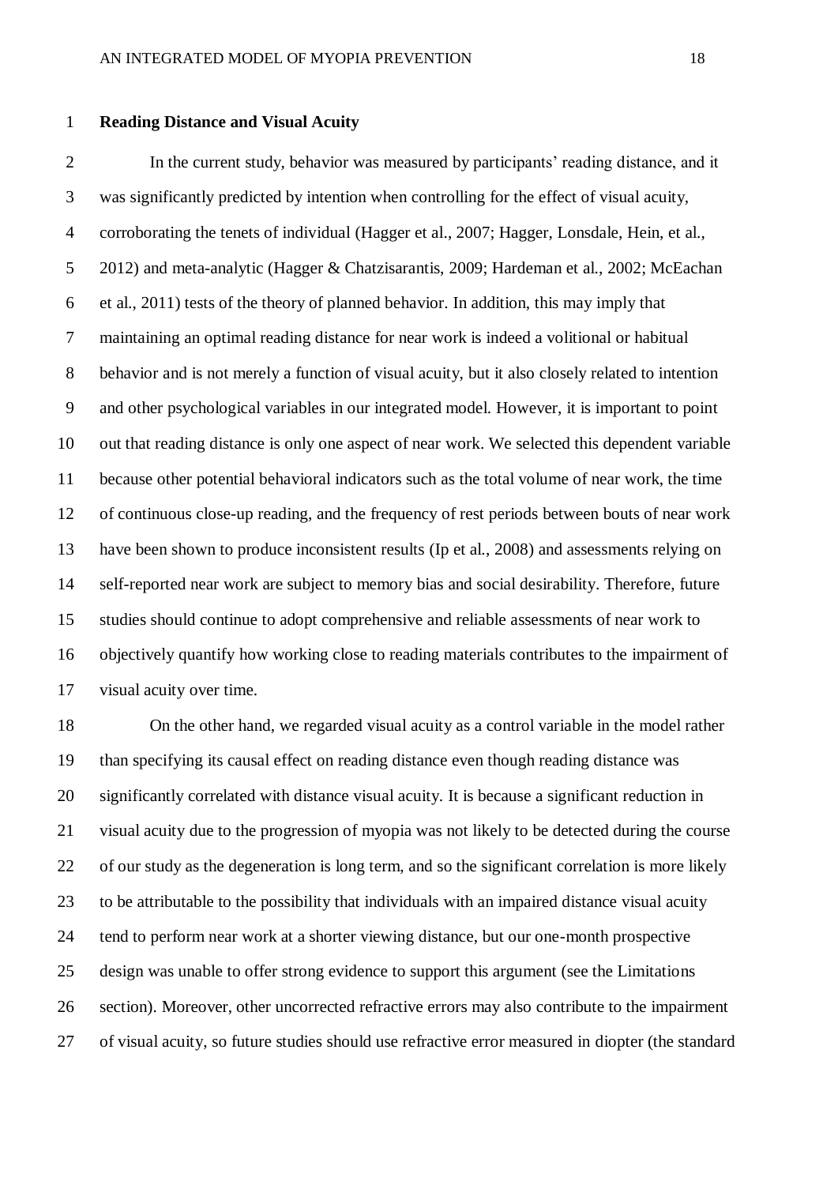**Reading Distance and Visual Acuity**

In the current study, behavior was measured by participants' reading distance, and it was significantly predicted by intention when controlling for the effect of visual acuity, corroborating the tenets of individual (Hagger et al., 2007; Hagger, Lonsdale, Hein, et al., 2012) and meta-analytic (Hagger & Chatzisarantis, 2009; Hardeman et al., 2002; McEachan et al., 2011) tests of the theory of planned behavior. In addition, this may imply that maintaining an optimal reading distance for near work is indeed a volitional or habitual behavior and is not merely a function of visual acuity, but it also closely related to intention and other psychological variables in our integrated model. However, it is important to point out that reading distance is only one aspect of near work. We selected this dependent variable because other potential behavioral indicators such as the total volume of near work, the time of continuous close-up reading, and the frequency of rest periods between bouts of near work have been shown to produce inconsistent results (Ip et al., 2008) and assessments relying on self-reported near work are subject to memory bias and social desirability. Therefore, future studies should continue to adopt comprehensive and reliable assessments of near work to objectively quantify how working close to reading materials contributes to the impairment of visual acuity over time.

On the other hand, we regarded visual acuity as a control variable in the model rather than specifying its causal effect on reading distance even though reading distance was significantly correlated with distance visual acuity. It is because a significant reduction in visual acuity due to the progression of myopia was not likely to be detected during the course of our study as the degeneration is long term, and so the significant correlation is more likely to be attributable to the possibility that individuals with an impaired distance visual acuity tend to perform near work at a shorter viewing distance, but our one-month prospective design was unable to offer strong evidence to support this argument (see the Limitations section). Moreover, other uncorrected refractive errors may also contribute to the impairment of visual acuity, so future studies should use refractive error measured in diopter (the standard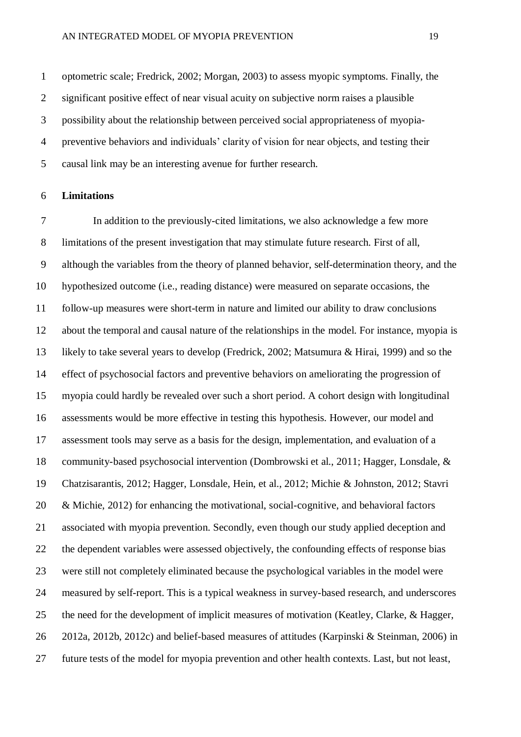optometric scale; Fredrick, 2002; Morgan, 2003) to assess myopic symptoms. Finally, the significant positive effect of near visual acuity on subjective norm raises a plausible possibility about the relationship between perceived social appropriateness of myopia-preventive behaviors and individuals' clarity of vision for near objects, and testing their causal link may be an interesting avenue for further research.

**Limitations**

In addition to the previously-cited limitations, we also acknowledge a few more limitations of the present investigation that may stimulate future research. First of all, although the variables from the theory of planned behavior, self-determination theory, and the hypothesized outcome (i.e., reading distance) were measured on separate occasions, the follow-up measures were short-term in nature and limited our ability to draw conclusions about the temporal and causal nature of the relationships in the model. For instance, myopia is likely to take several years to develop (Fredrick, 2002; Matsumura & Hirai, 1999) and so the effect of psychosocial factors and preventive behaviors on ameliorating the progression of myopia could hardly be revealed over such a short period. A cohort design with longitudinal assessments would be more effective in testing this hypothesis. However, our model and assessment tools may serve as a basis for the design, implementation, and evaluation of a community-based psychosocial intervention (Dombrowski et al., 2011; Hagger, Lonsdale, & Chatzisarantis, 2012; Hagger, Lonsdale, Hein, et al., 2012; Michie & Johnston, 2012; Stavri & Michie, 2012) for enhancing the motivational, social-cognitive, and behavioral factors associated with myopia prevention. Secondly, even though our study applied deception and the dependent variables were assessed objectively, the confounding effects of response bias were still not completely eliminated because the psychological variables in the model were measured by self-report. This is a typical weakness in survey-based research, and underscores the need for the development of implicit measures of motivation (Keatley, Clarke, & Hagger, 2012a, 2012b, 2012c) and belief-based measures of attitudes (Karpinski & Steinman, 2006) in future tests of the model for myopia prevention and other health contexts. Last, but not least,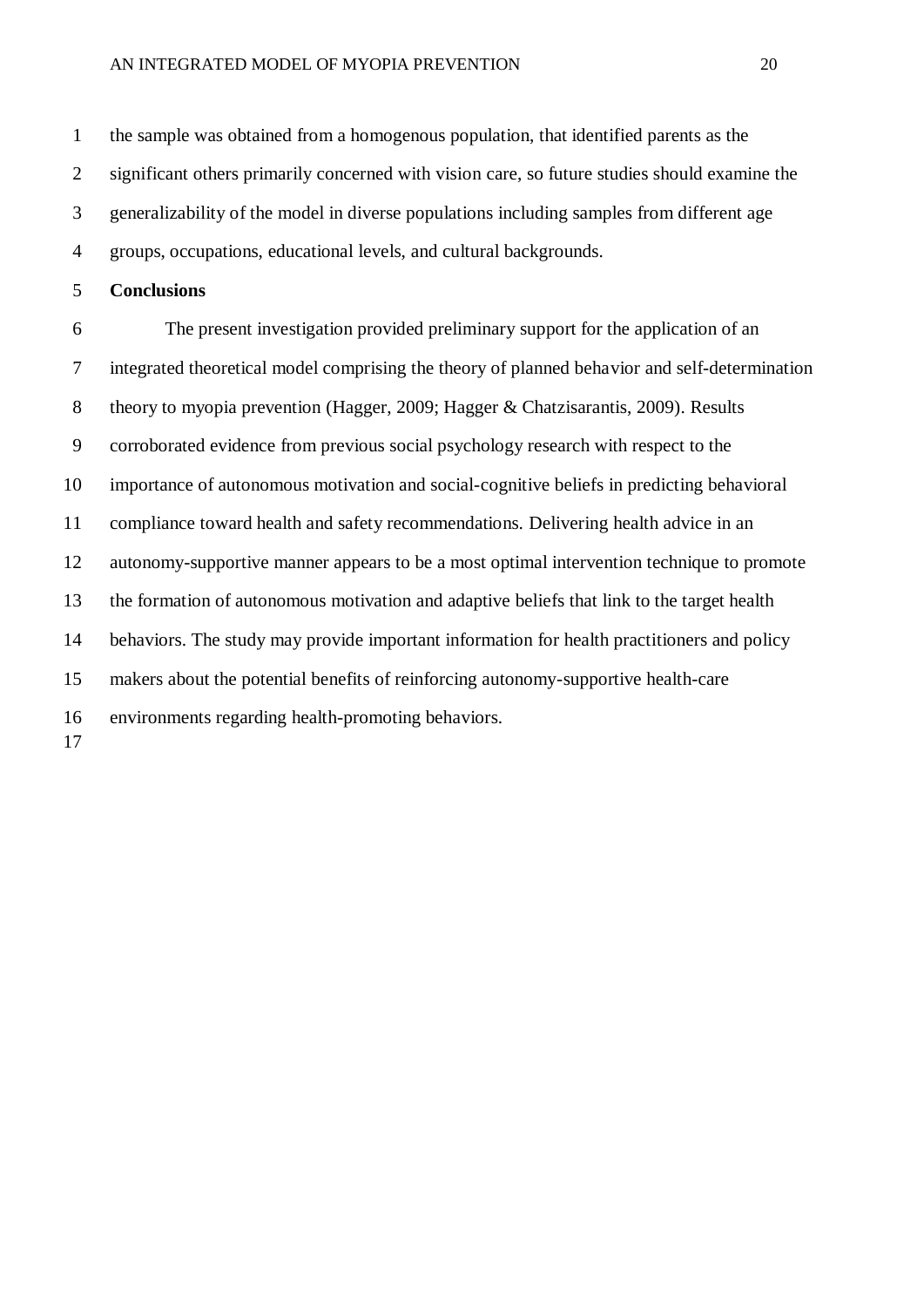the sample was obtained from a homogenous population, that identified parents as the significant others primarily concerned with vision care, so future studies should examine the generalizability of the model in diverse populations including samples from different age groups, occupations, educational levels, and cultural backgrounds.

## Conclusions

The present investigation provided preliminary support for the application of an integrated theoretical model comprising the theory of planned behavior and self-determination theory to myopia prevention (Hagger, 2009; Hagger & Chatzisarantis, 2009). Results corroborated evidence from previous social psychology research with respect to the importance of autonomous motivation and social-cognitive beliefs in predicting behavioral compliance toward health and safety recommendations. Delivering health advice in an autonomy-supportive manner appears to be a most optimal intervention technique to promote the formation of autonomous motivation and adaptive beliefs that link to the target health behaviors. The study may provide important information for health practitioners and policy makers about the potential benefits of reinforcing autonomy-supportive health-care environments regarding health-promoting behaviors.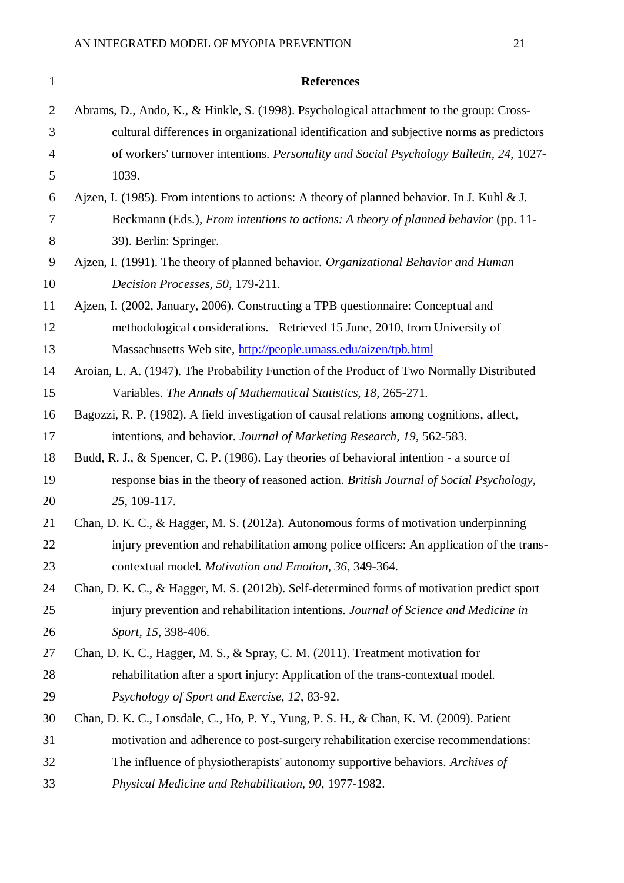# References

Abrams, D., Ando, K., & Hinkle, S. (1998). Psychological attachment to the group: Cross-cultural differences in organizational identification and subjective norms as predictors of workers' turnover intentions. *Personality and Social Psychology Bulletin, 24*, 1027-1039.

Ajzen, I. (1985). From intentions to actions: A theory of planned behavior. In J. Kuhl & J. Beckmann (Eds.), *From intentions to actions: A theory of planned behavior* (pp. 11-39). Berlin: Springer.

Ajzen, I. (1991). The theory of planned behavior. *Organizational Behavior and Human Decision Processes, 50*, 179-211.

Ajzen, I. (2002, January, 2006). Constructing a TPB questionnaire: Conceptual and methodological considerations. Retrieved 15 June, 2010, from University of Massachusetts Web site, http://people.umass.edu/aizen/tpb.html

Aroian, L. A. (1947). The Probability Function of the Product of Two Normally Distributed Variables. *The Annals of Mathematical Statistics, 18*, 265-271.

Bagozzi, R. P. (1982). A field investigation of causal relations among cognitions, affect, intentions, and behavior. *Journal of Marketing Research, 19*, 562-583.

Budd, R. J., & Spencer, C. P. (1986). Lay theories of behavioral intention - a source of response bias in the theory of reasoned action. *British Journal of Social Psychology, 25*, 109-117.

Chan, D. K. C., & Hagger, M. S. (2012a). Autonomous forms of motivation underpinning injury prevention and rehabilitation among police officers: An application of the trans-contextual model. *Motivation and Emotion, 36*, 349-364.

Chan, D. K. C., & Hagger, M. S. (2012b). Self-determined forms of motivation predict sport injury prevention and rehabilitation intentions. *Journal of Science and Medicine in Sport, 15*, 398-406.

Chan, D. K. C., Hagger, M. S., & Spray, C. M. (2011). Treatment motivation for rehabilitation after a sport injury: Application of the trans-contextual model. *Psychology of Sport and Exercise, 12*, 83-92.

Chan, D. K. C., Lonsdale, C., Ho, P. Y., Yung, P. S. H., & Chan, K. M. (2009). Patient motivation and adherence to post-surgery rehabilitation exercise recommendations: The influence of physiotherapists' autonomy supportive behaviors. *Archives of Physical Medicine and Rehabilitation, 90*, 1977-1982.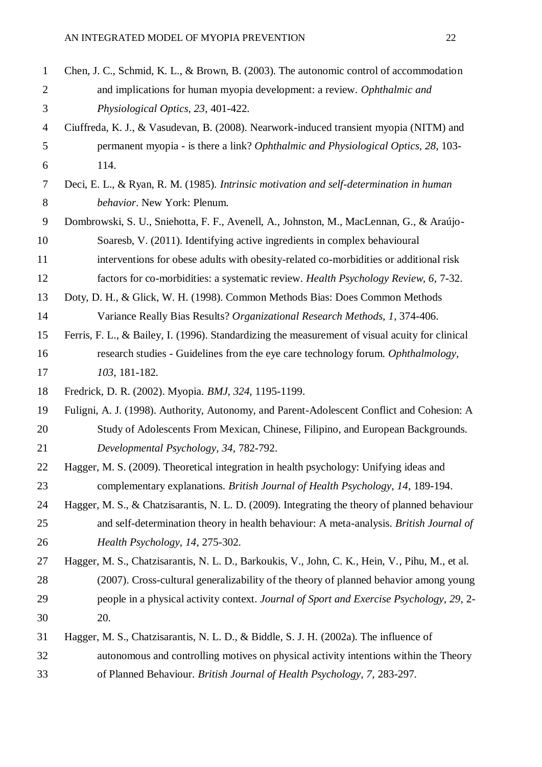Chen, J. C., Schmid, K. L., & Brown, B. (2003). The autonomic control of accommodation and implications for human myopia development: a review. *Ophthalmic and Physiological Optics, 23*, 401-422.

Ciuffreda, K. J., & Vasudevan, B. (2008). Nearwork-induced transient myopia (NITM) and permanent myopia - is there a link? *Ophthalmic and Physiological Optics, 28*, 103-114.

Deci, E. L., & Ryan, R. M. (1985). *Intrinsic motivation and self-determination in human behavior*. New York: Plenum.

Dombrowski, S. U., Sniehotta, F. F., Avenell, A., Johnston, M., MacLennan, G., & Araújo-Soaresb, V. (2011). Identifying active ingredients in complex behavioural interventions for obese adults with obesity-related co-morbidities or additional risk factors for co-morbidities: a systematic review. *Health Psychology Review, 6*, 7-32.

Doty, D. H., & Glick, W. H. (1998). Common Methods Bias: Does Common Methods Variance Really Bias Results? *Organizational Research Methods, 1*, 374-406.

Ferris, F. L., & Bailey, I. (1996). Standardizing the measurement of visual acuity for clinical research studies - Guidelines from the eye care technology forum. *Ophthalmology, 103*, 181-182.

Fredrick, D. R. (2002). Myopia. *BMJ, 324*, 1195-1199.

Fuligni, A. J. (1998). Authority, Autonomy, and Parent-Adolescent Conflict and Cohesion: A Study of Adolescents From Mexican, Chinese, Filipino, and European Backgrounds. *Developmental Psychology, 34*, 782-792.

Hagger, M. S. (2009). Theoretical integration in health psychology: Unifying ideas and complementary explanations. *British Journal of Health Psychology, 14*, 189-194.

Hagger, M. S., & Chatzisarantis, N. L. D. (2009). Integrating the theory of planned behaviour and self-determination theory in health behaviour: A meta-analysis. *British Journal of Health Psychology, 14*, 275-302.

Hagger, M. S., Chatzisarantis, N. L. D., Barkoukis, V., John, C. K., Hein, V., Pihu, M., et al. (2007). Cross-cultural generalizability of the theory of planned behavior among young people in a physical activity context. *Journal of Sport and Exercise Psychology, 29*, 2-20.

Hagger, M. S., Chatzisarantis, N. L. D., & Biddle, S. J. H. (2002a). The influence of autonomous and controlling motives on physical activity intentions within the Theory of Planned Behaviour. *British Journal of Health Psychology, 7*, 283-297.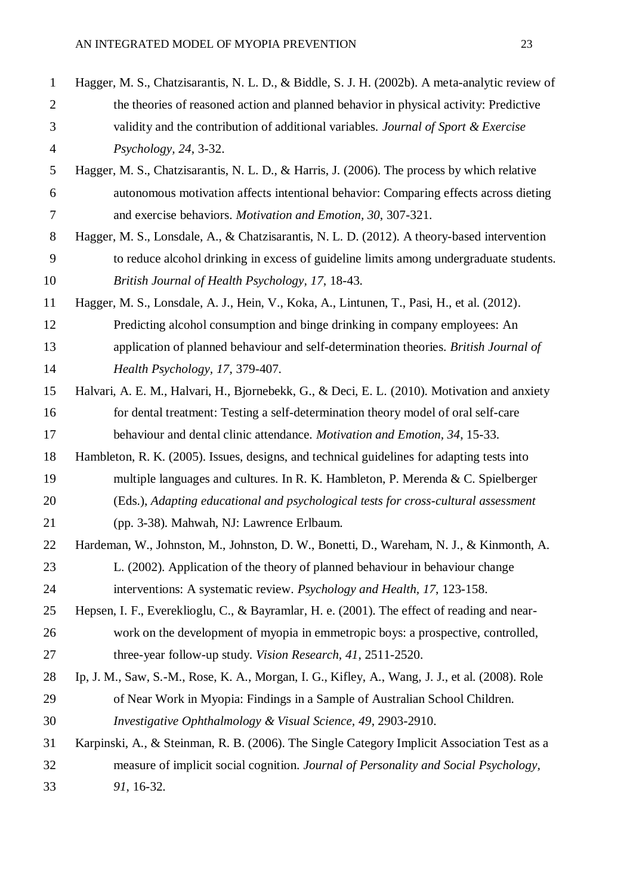Hagger, M. S., Chatzisarantis, N. L. D., & Biddle, S. J. H. (2002b). A meta-analytic review of the theories of reasoned action and planned behavior in physical activity: Predictive validity and the contribution of additional variables. *Journal of Sport & Exercise Psychology, 24*, 3-32.

Hagger, M. S., Chatzisarantis, N. L. D., & Harris, J. (2006). The process by which relative autonomous motivation affects intentional behavior: Comparing effects across dieting and exercise behaviors. *Motivation and Emotion, 30*, 307-321.

Hagger, M. S., Lonsdale, A., & Chatzisarantis, N. L. D. (2012). A theory-based intervention to reduce alcohol drinking in excess of guideline limits among undergraduate students. *British Journal of Health Psychology, 17*, 18-43.

Hagger, M. S., Lonsdale, A. J., Hein, V., Koka, A., Lintunen, T., Pasi, H., et al. (2012). Predicting alcohol consumption and binge drinking in company employees: An application of planned behaviour and self-determination theories. *British Journal of Health Psychology, 17*, 379-407.

Halvari, A. E. M., Halvari, H., Bjornebekk, G., & Deci, E. L. (2010). Motivation and anxiety for dental treatment: Testing a self-determination theory model of oral self-care behaviour and dental clinic attendance. *Motivation and Emotion, 34*, 15-33.

Hambleton, R. K. (2005). Issues, designs, and technical guidelines for adapting tests into multiple languages and cultures. In R. K. Hambleton, P. Merenda & C. Spielberger (Eds.), *Adapting educational and psychological tests for cross-cultural assessment* (pp. 3-38). Mahwah, NJ: Lawrence Erlbaum.

Hardeman, W., Johnston, M., Johnston, D. W., Bonetti, D., Wareham, N. J., & Kinmonth, A. L. (2002). Application of the theory of planned behaviour in behaviour change interventions: A systematic review. *Psychology and Health, 17*, 123-158.

Hepsen, I. F., Evereklioglu, C., & Bayramlar, H. e. (2001). The effect of reading and near-work on the development of myopia in emmetropic boys: a prospective, controlled, three-year follow-up study. *Vision Research, 41*, 2511-2520.

Ip, J. M., Saw, S.-M., Rose, K. A., Morgan, I. G., Kifley, A., Wang, J. J., et al. (2008). Role of Near Work in Myopia: Findings in a Sample of Australian School Children. *Investigative Ophthalmology & Visual Science, 49*, 2903-2910.

Karpinski, A., & Steinman, R. B. (2006). The Single Category Implicit Association Test as a measure of implicit social cognition. *Journal of Personality and Social Psychology, 91*, 16-32.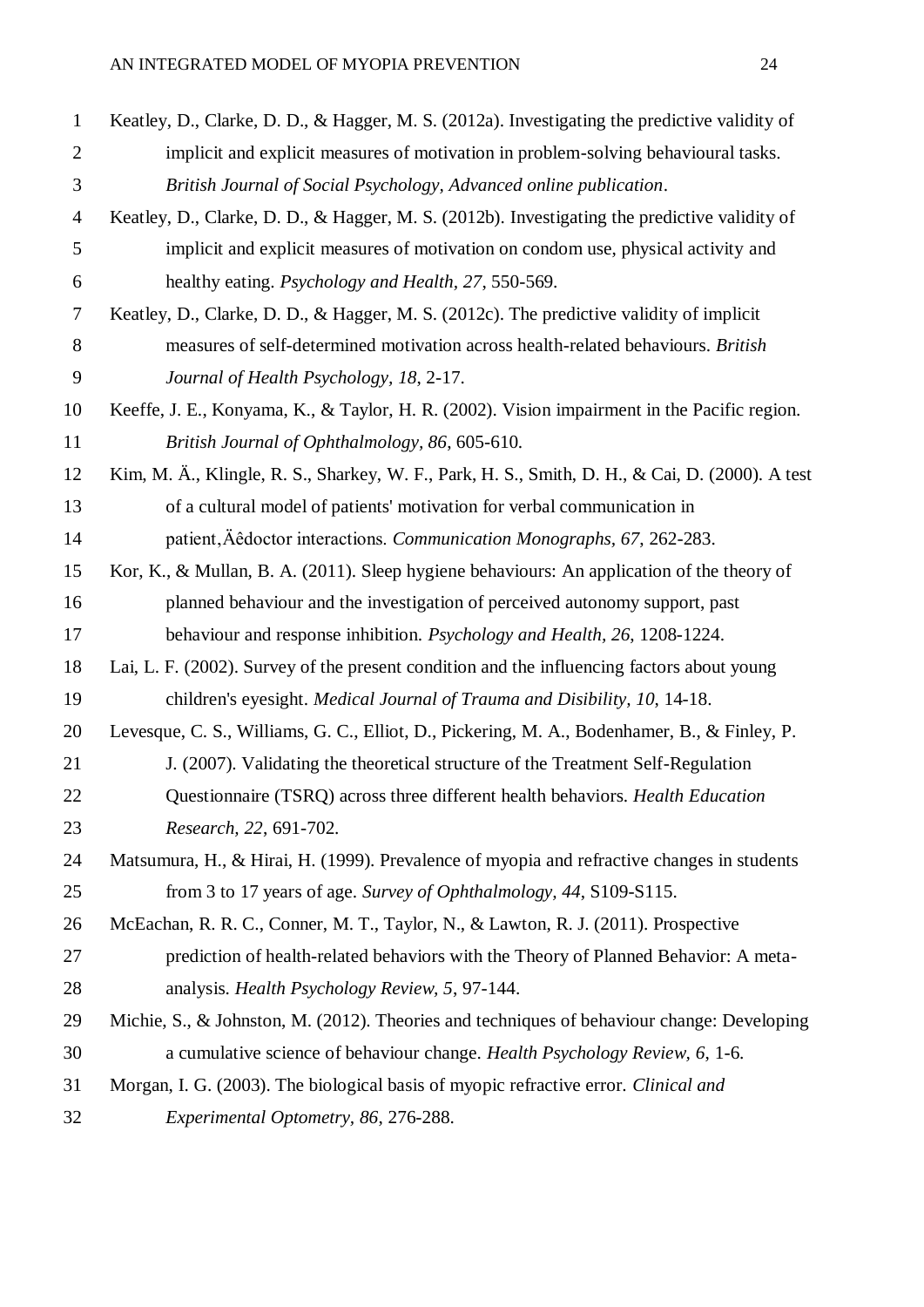Keatley, D., Clarke, D. D., & Hagger, M. S. (2012a). Investigating the predictive validity of implicit and explicit measures of motivation in problem-solving behavioural tasks. *British Journal of Social Psychology, Advanced online publication*.

Keatley, D., Clarke, D. D., & Hagger, M. S. (2012b). Investigating the predictive validity of implicit and explicit measures of motivation on condom use, physical activity and healthy eating. *Psychology and Health, 27*, 550-569.

Keatley, D., Clarke, D. D., & Hagger, M. S. (2012c). The predictive validity of implicit measures of self-determined motivation across health-related behaviours. *British Journal of Health Psychology, 18*, 2-17.

Keeffe, J. E., Konyama, K., & Taylor, H. R. (2002). Vision impairment in the Pacific region. *British Journal of Ophthalmology, 86*, 605-610.

Kim, M. Ä., Klingle, R. S., Sharkey, W. F., Park, H. S., Smith, D. H., & Cai, D. (2000). A test of a cultural model of patients' motivation for verbal communication in patient‚Äêdoctor interactions. *Communication Monographs, 67*, 262-283.

Kor, K., & Mullan, B. A. (2011). Sleep hygiene behaviours: An application of the theory of planned behaviour and the investigation of perceived autonomy support, past behaviour and response inhibition. *Psychology and Health, 26*, 1208-1224.

Lai, L. F. (2002). Survey of the present condition and the influencing factors about young children's eyesight. *Medical Journal of Trauma and Disibility, 10*, 14-18.

Levesque, C. S., Williams, G. C., Elliot, D., Pickering, M. A., Bodenhamer, B., & Finley, P. J. (2007). Validating the theoretical structure of the Treatment Self-Regulation Questionnaire (TSRQ) across three different health behaviors. *Health Education Research, 22*, 691-702.

Matsumura, H., & Hirai, H. (1999). Prevalence of myopia and refractive changes in students from 3 to 17 years of age. *Survey of Ophthalmology, 44*, S109-S115.

McEachan, R. R. C., Conner, M. T., Taylor, N., & Lawton, R. J. (2011). Prospective prediction of health-related behaviors with the Theory of Planned Behavior: A meta-analysis. *Health Psychology Review, 5*, 97-144.

Michie, S., & Johnston, M. (2012). Theories and techniques of behaviour change: Developing a cumulative science of behaviour change. *Health Psychology Review, 6*, 1-6.

Morgan, I. G. (2003). The biological basis of myopic refractive error. *Clinical and Experimental Optometry, 86*, 276-288.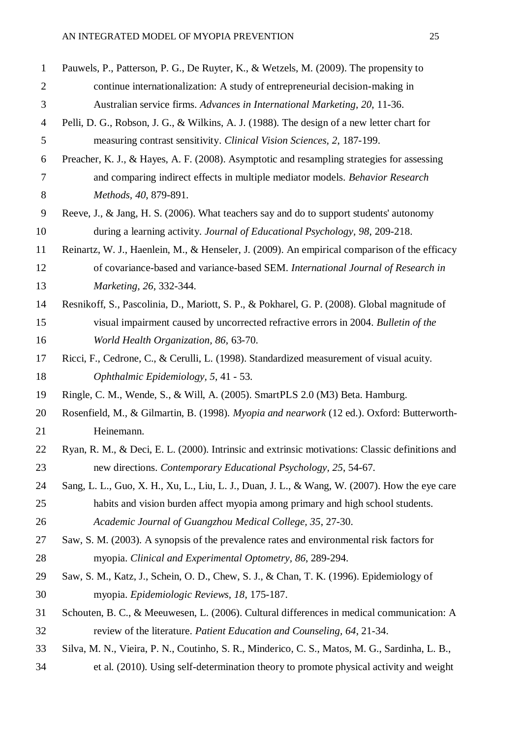Pauwels, P., Patterson, P. G., De Ruyter, K., & Wetzels, M. (2009). The propensity to continue internationalization: A study of entrepreneurial decision-making in Australian service firms. *Advances in International Marketing, 20*, 11-36.

Pelli, D. G., Robson, J. G., & Wilkins, A. J. (1988). The design of a new letter chart for measuring contrast sensitivity. *Clinical Vision Sciences, 2*, 187-199.

Preacher, K. J., & Hayes, A. F. (2008). Asymptotic and resampling strategies for assessing and comparing indirect effects in multiple mediator models. *Behavior Research Methods, 40*, 879-891.

Reeve, J., & Jang, H. S. (2006). What teachers say and do to support students' autonomy during a learning activity. *Journal of Educational Psychology, 98*, 209-218.

Reinartz, W. J., Haenlein, M., & Henseler, J. (2009). An empirical comparison of the efficacy of covariance-based and variance-based SEM. *International Journal of Research in Marketing, 26*, 332-344.

Resnikoff, S., Pascolinia, D., Mariott, S. P., & Pokharel, G. P. (2008). Global magnitude of visual impairment caused by uncorrected refractive errors in 2004. *Bulletin of the World Health Organization, 86*, 63-70.

Ricci, F., Cedrone, C., & Cerulli, L. (1998). Standardized measurement of visual acuity. *Ophthalmic Epidemiology, 5*, 41 - 53.

Ringle, C. M., Wende, S., & Will, A. (2005). SmartPLS 2.0 (M3) Beta. Hamburg.

Rosenfield, M., & Gilmartin, B. (1998). *Myopia and nearwork* (12 ed.). Oxford: Butterworth-Heinemann.

Ryan, R. M., & Deci, E. L. (2000). Intrinsic and extrinsic motivations: Classic definitions and new directions. *Contemporary Educational Psychology, 25*, 54-67.

Sang, L. L., Guo, X. H., Xu, L., Liu, L. J., Duan, J. L., & Wang, W. (2007). How the eye care habits and vision burden affect myopia among primary and high school students. *Academic Journal of Guangzhou Medical College, 35*, 27-30.

Saw, S. M. (2003). A synopsis of the prevalence rates and environmental risk factors for myopia. *Clinical and Experimental Optometry, 86*, 289-294.

Saw, S. M., Katz, J., Schein, O. D., Chew, S. J., & Chan, T. K. (1996). Epidemiology of myopia. *Epidemiologic Reviews, 18*, 175-187.

Schouten, B. C., & Meeuwesen, L. (2006). Cultural differences in medical communication: A review of the literature. *Patient Education and Counseling, 64*, 21-34.

Silva, M. N., Vieira, P. N., Coutinho, S. R., Minderico, C. S., Matos, M. G., Sardinha, L. B., et al. (2010). Using self-determination theory to promote physical activity and weight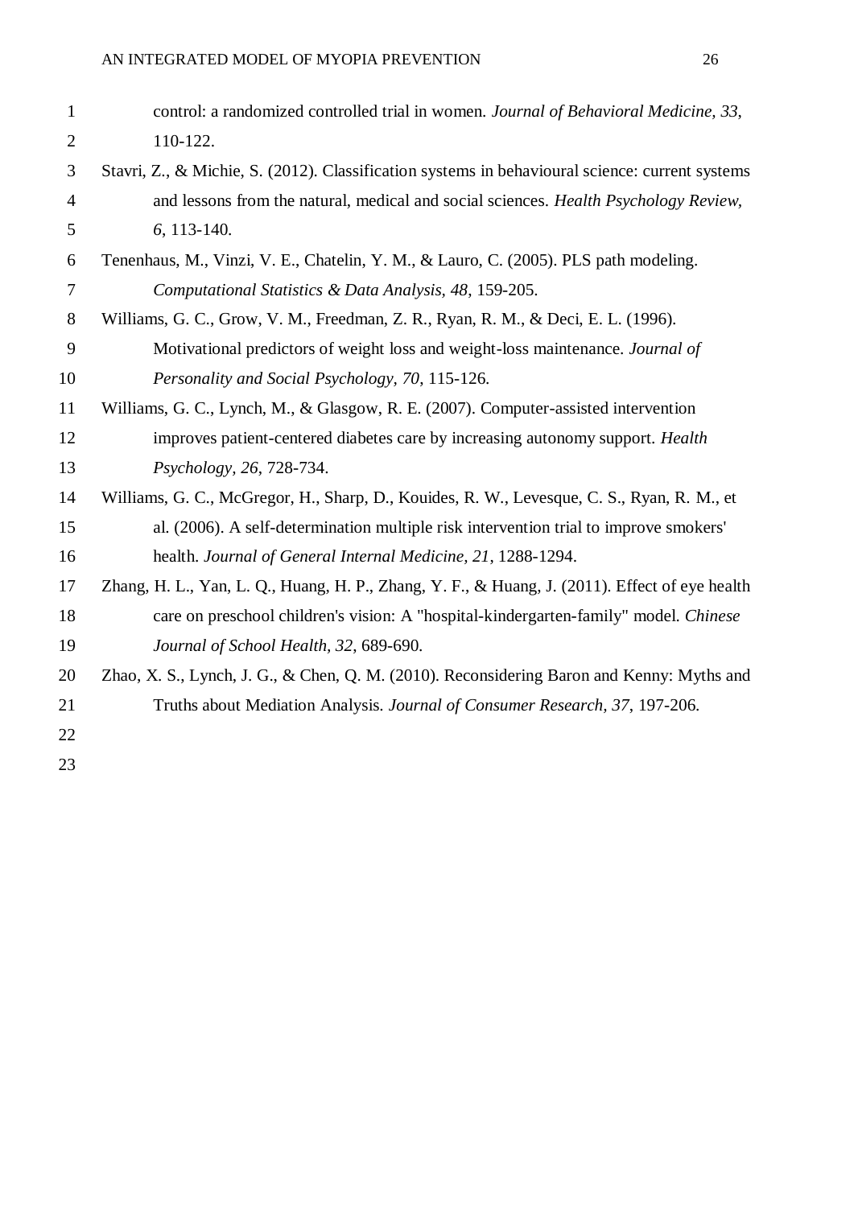control: a randomized controlled trial in women. *Journal of Behavioral Medicine, 33*, 110-122.

Stavri, Z., & Michie, S. (2012). Classification systems in behavioural science: current systems and lessons from the natural, medical and social sciences. *Health Psychology Review, 6*, 113-140.

Tenenhaus, M., Vinzi, V. E., Chatelin, Y. M., & Lauro, C. (2005). PLS path modeling. *Computational Statistics & Data Analysis, 48*, 159-205.

Williams, G. C., Grow, V. M., Freedman, Z. R., Ryan, R. M., & Deci, E. L. (1996). Motivational predictors of weight loss and weight-loss maintenance. *Journal of Personality and Social Psychology, 70*, 115-126.

Williams, G. C., Lynch, M., & Glasgow, R. E. (2007). Computer-assisted intervention improves patient-centered diabetes care by increasing autonomy support. *Health Psychology, 26*, 728-734.

Williams, G. C., McGregor, H., Sharp, D., Kouides, R. W., Levesque, C. S., Ryan, R. M., et al. (2006). A self-determination multiple risk intervention trial to improve smokers' health. *Journal of General Internal Medicine, 21*, 1288-1294.

Zhang, H. L., Yan, L. Q., Huang, H. P., Zhang, Y. F., & Huang, J. (2011). Effect of eye health care on preschool children's vision: A "hospital-kindergarten-family" model. *Chinese Journal of School Health, 32*, 689-690.

Zhao, X. S., Lynch, J. G., & Chen, Q. M. (2010). Reconsidering Baron and Kenny: Myths and Truths about Mediation Analysis. *Journal of Consumer Research, 37*, 197-206.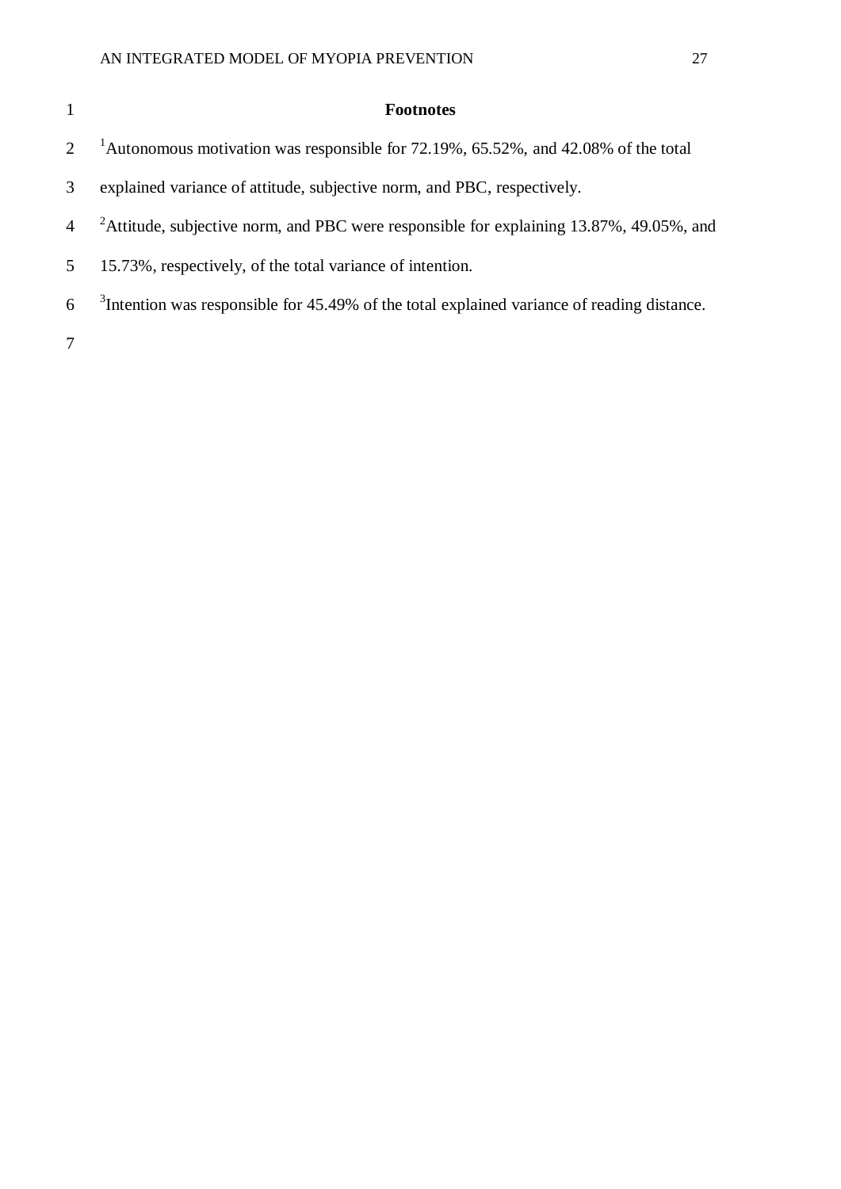# Footnotes

[1]Autonomous motivation was responsible for 72.19%, 65.52%, and 42.08% of the total explained variance of attitude, subjective norm, and PBC, respectively.

[2]Attitude, subjective norm, and PBC were responsible for explaining 13.87%, 49.05%, and 15.73%, respectively, of the total variance of intention.

[3]Intention was responsible for 45.49% of the total explained variance of reading distance.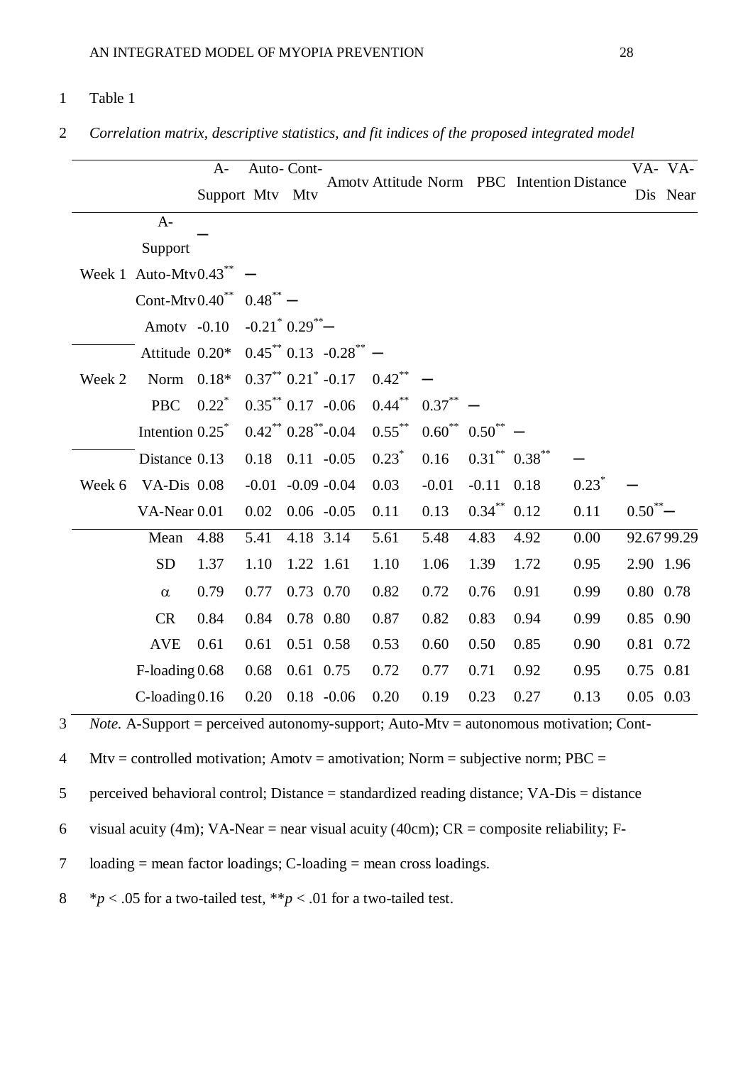Table 1

*Correlation matrix, descriptive statistics, and fit indices of the proposed integrated model*

| | | A-Support | Auto-Mtv | Cont-Mtv | Amotv | Attitude | Norm | PBC | Intention | Distance | VA-Dis | VA-Near |
|---|---|---|---|---|---|---|---|---|---|---|---|---|
| Week 1 | A-Support | – | | | | | | | | | | |
| | Auto-Mtv | 0.43** | – | | | | | | | | | |
| | Cont-Mtv | 0.40** | 0.48** | – | | | | | | | | |
| | Amotv | -0.10 | -0.21* | 0.29** | – | | | | | | | |
| Week 2 | Attitude | 0.20* | 0.45** | 0.13 | -0.28** | – | | | | | | |
| | Norm | 0.18* | 0.37** | 0.21* | -0.17 | 0.42** | – | | | | | |
| | PBC | 0.22* | 0.35** | 0.17 | -0.06 | 0.44** | 0.37** | – | | | | |
| | Intention | 0.25* | 0.42** | 0.28** | -0.04 | 0.55** | 0.60** | 0.50** | – | | | |
| Week 6 | Distance | 0.13 | 0.18 | 0.11 | -0.05 | 0.23* | 0.16 | 0.31** | 0.38** | – | | |
| | VA-Dis | 0.08 | -0.01 | -0.09 | -0.04 | 0.03 | -0.01 | -0.11 | 0.18 | 0.23* | – | |
| | VA-Near | 0.01 | 0.02 | 0.06 | -0.05 | 0.11 | 0.13 | 0.34** | 0.12 | 0.11 | 0.50** | – |
| | Mean | 4.88 | 5.41 | 4.18 | 3.14 | 5.61 | 5.48 | 4.83 | 4.92 | 0.00 | 92.67 | 99.29 |
| | SD | 1.37 | 1.10 | 1.22 | 1.61 | 1.10 | 1.06 | 1.39 | 1.72 | 0.95 | 2.90 | 1.96 |
| | α | 0.79 | 0.77 | 0.73 | 0.70 | 0.82 | 0.72 | 0.76 | 0.91 | 0.99 | 0.80 | 0.78 |
| | CR | 0.84 | 0.84 | 0.78 | 0.80 | 0.87 | 0.82 | 0.83 | 0.94 | 0.99 | 0.85 | 0.90 |
| | AVE | 0.61 | 0.61 | 0.51 | 0.58 | 0.53 | 0.60 | 0.50 | 0.85 | 0.90 | 0.81 | 0.72 |
| | F-loading | 0.68 | 0.68 | 0.61 | 0.75 | 0.72 | 0.77 | 0.71 | 0.92 | 0.95 | 0.75 | 0.81 |
| | C-loading | 0.16 | 0.20 | 0.18 | -0.06 | 0.20 | 0.19 | 0.23 | 0.27 | 0.13 | 0.05 | 0.03 |

*Note.* A-Support = perceived autonomy-support; Auto-Mtv = autonomous motivation; Cont-Mtv = controlled motivation; Amotv = amotivation; Norm = subjective norm; PBC = perceived behavioral control; Distance = standardized reading distance; VA-Dis = distance visual acuity (4m); VA-Near = near visual acuity (40cm); CR = composite reliability; F-loading = mean factor loadings; C-loading = mean cross loadings.

*$p < .05$ for a two-tailed test, **$p < .01$ for a two-tailed test.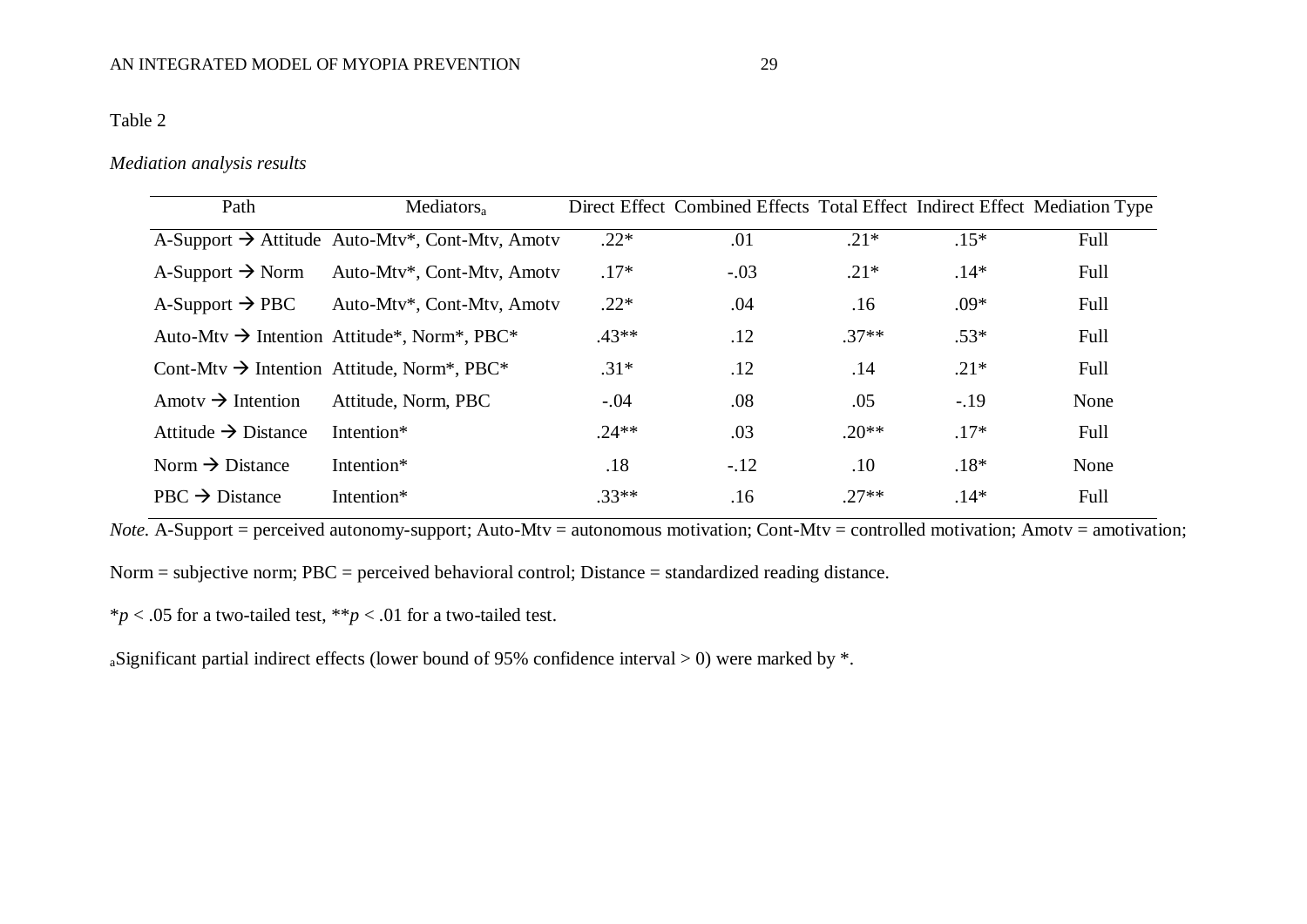Table 2

*Mediation analysis results*

| Path | Mediators[a] | Direct Effect | Combined Effects | Total Effect | Indirect Effect | Mediation Type |
|---|---|---|---|---|---|---|
| A-Support → Attitude | Auto-Mtv*, Cont-Mtv, Amotv | .22* | .01 | .21* | .15* | Full |
| A-Support → Norm | Auto-Mtv*, Cont-Mtv, Amotv | .17* | -.03 | .21* | .14* | Full |
| A-Support → PBC | Auto-Mtv*, Cont-Mtv, Amotv | .22* | .04 | .16 | .09* | Full |
| Auto-Mtv → Intention | Attitude*, Norm*, PBC* | .43** | .12 | .37** | .53* | Full |
| Cont-Mtv → Intention | Attitude, Norm*, PBC* | .31* | .12 | .14 | .21* | Full |
| Amotv → Intention | Attitude, Norm, PBC | -.04 | .08 | .05 | -.19 | None |
| Attitude → Distance | Intention* | .24** | .03 | .20** | .17* | Full |
| Norm → Distance | Intention* | .18 | -.12 | .10 | .18* | None |
| PBC → Distance | Intention* | .33** | .16 | .27** | .14* | Full |

*Note.* A-Support = perceived autonomy-support; Auto-Mtv = autonomous motivation; Cont-Mtv = controlled motivation; Amotv = amotivation; Norm = subjective norm; PBC = perceived behavioral control; Distance = standardized reading distance.

*$p < .05$ for a two-tailed test, **$p < .01$ for a two-tailed test.

[a]Significant partial indirect effects (lower bound of 95% confidence interval > 0) were marked by *.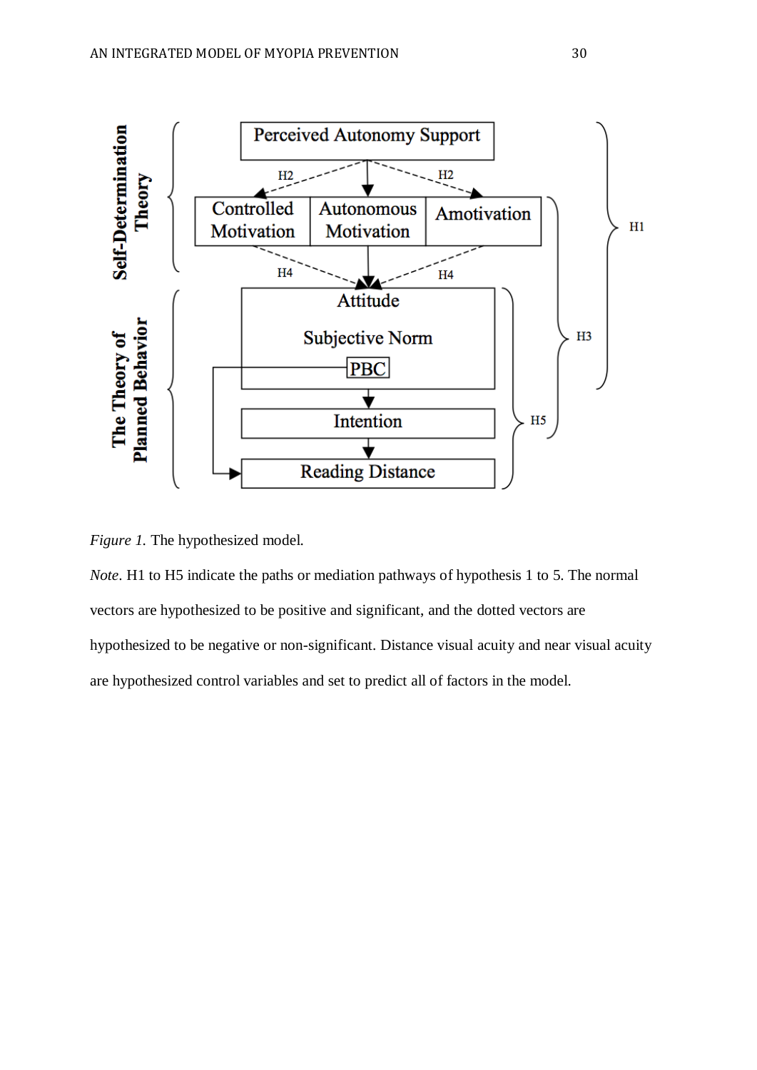*Figure 1.* The hypothesized model.

*Note*. H1 to H5 indicate the paths or mediation pathways of hypothesis 1 to 5. The normal vectors are hypothesized to be positive and significant, and the dotted vectors are hypothesized to be negative or non-significant. Distance visual acuity and near visual acuity are hypothesized control variables and set to predict all of factors in the model.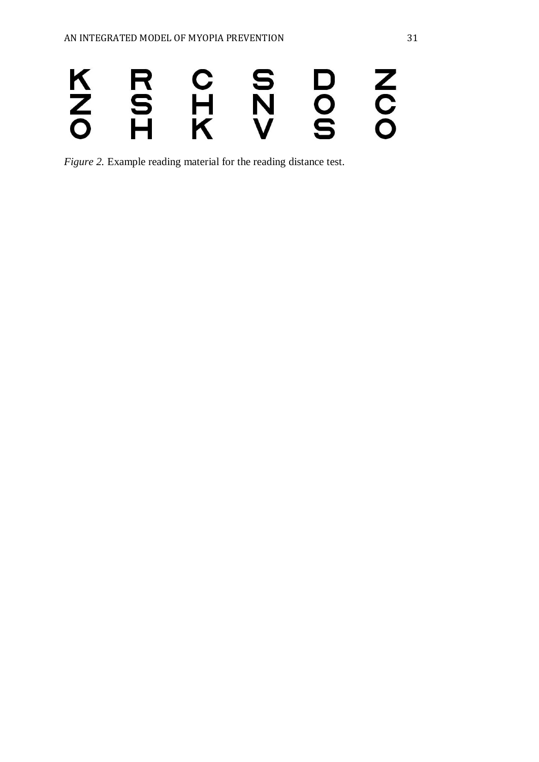| K | R | C | S | D | Z |
|---|---|---|---|---|---|
| Z | S | H | N | O | C |
| O | H | K | V | S | O |

*Figure 2.* Example reading material for the reading distance test.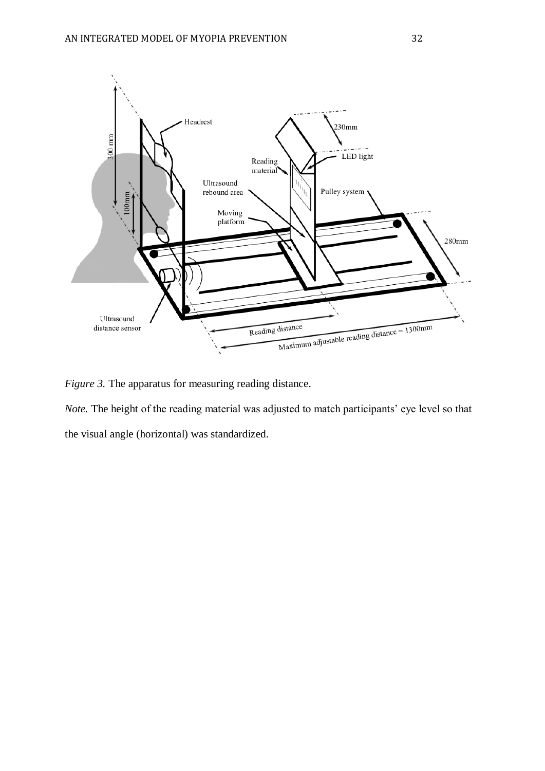*Figure 3.* The apparatus for measuring reading distance.

*Note.* The height of the reading material was adjusted to match participants' eye level so that the visual angle (horizontal) was standardized.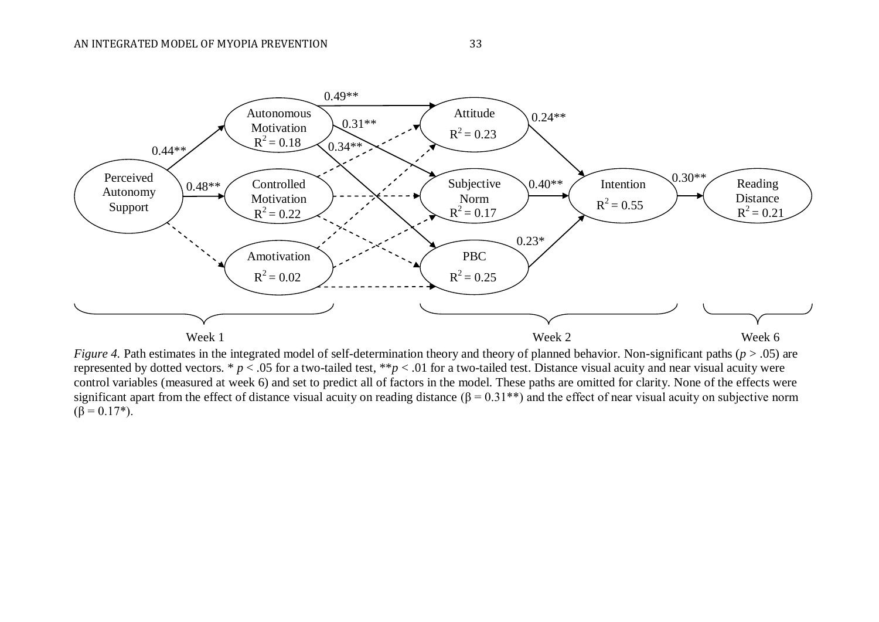Perceived Autonomy Support

Autonomous Motivation $R^2 = 0.18$

Controlled Motivation $R^2 = 0.22$

Amotivation $R^2 = 0.02$

Attitude $R^2 = 0.23$

Subjective Norm $R^2 = 0.17$

PBC $R^2 = 0.25$

Intention $R^2 = 0.55$

Reading Distance $R^2 = 0.21$

0.44**

0.48**

0.49**

0.31**

0.34**

0.24**

0.40**

0.23*

0.30**

Week 1

Week 2

Week 6

*Figure 4.* Path estimates in the integrated model of self-determination theory and theory of planned behavior. Non-significant paths ($p > .05$) are represented by dotted vectors. * $p < .05$ for a two-tailed test, ** $p < .01$ for a two-tailed test. Distance visual acuity and near visual acuity were control variables (measured at week 6) and set to predict all of factors in the model. These paths are omitted for clarity. None of the effects were significant apart from the effect of distance visual acuity on reading distance ($\beta = 0.31$**) and the effect of near visual acuity on subjective norm ($\beta = 0.17$*).